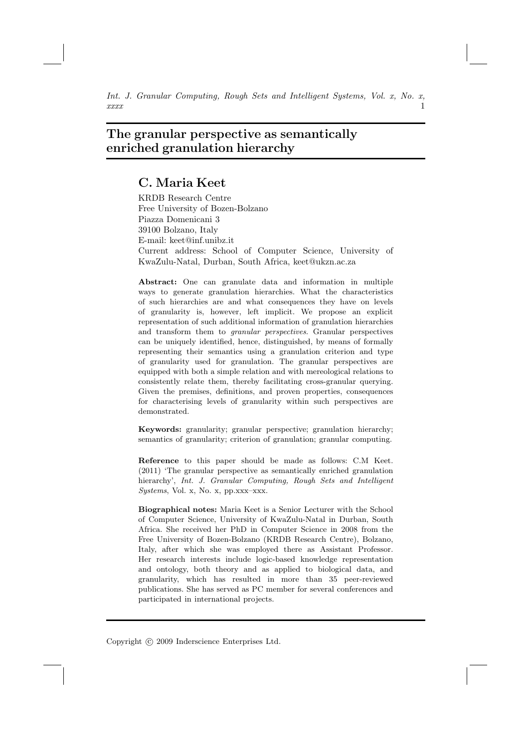# The granular perspective as semantically enriched granulation hierarchy

## C. Maria Keet

KRDB Research Centre
Free University of Bozen-Bolzano
Piazza Domenicani 3
39100 Bolzano, Italy
E-mail: keet@inf.unibz.it
Current address: School of Computer Science, University of KwaZulu-Natal, Durban, South Africa, keet@ukzn.ac.za

**Abstract:** One can granulate data and information in multiple ways to generate granulation hierarchies. What the characteristics of such hierarchies are and what consequences they have on levels of granularity is, however, left implicit. We propose an explicit representation of such additional information of granulation hierarchies and transform them to *granular perspectives*. Granular perspectives can be uniquely identified, hence, distinguished, by means of formally representing their semantics using a granulation criterion and type of granularity used for granulation. The granular perspectives are equipped with both a simple relation and with mereological relations to consistently relate them, thereby facilitating cross-granular querying. Given the premises, definitions, and proven properties, consequences for characterising levels of granularity within such perspectives are demonstrated.

**Keywords:** granularity; granular perspective; granulation hierarchy; semantics of granularity; criterion of granulation; granular computing.

**Reference** to this paper should be made as follows: C.M Keet. (2011) 'The granular perspective as semantically enriched granulation hierarchy', *Int. J. Granular Computing, Rough Sets and Intelligent Systems*, Vol. x, No. x, pp.xxx–xxx.

**Biographical notes:** Maria Keet is a Senior Lecturer with the School of Computer Science, University of KwaZulu-Natal in Durban, South Africa. She received her PhD in Computer Science in 2008 from the Free University of Bozen-Bolzano (KRDB Research Centre), Bolzano, Italy, after which she was employed there as Assistant Professor. Her research interests include logic-based knowledge representation and ontology, both theory and as applied to biological data, and granularity, which has resulted in more than 35 peer-reviewed publications. She has served as PC member for several conferences and participated in international projects.

Copyright © 2009 Inderscience Enterprises Ltd.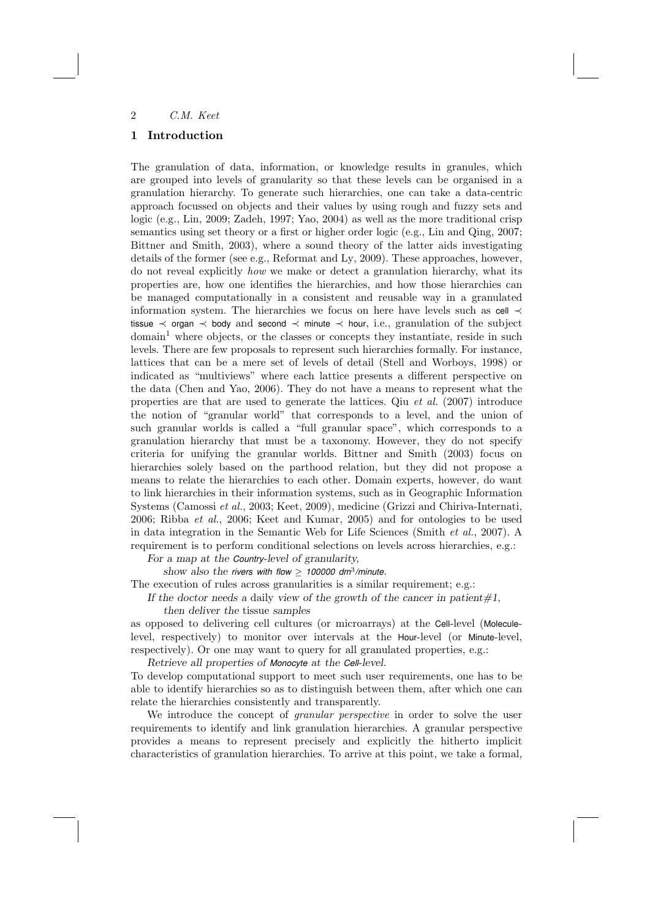## 1 Introduction

The granulation of data, information, or knowledge results in granules, which are grouped into levels of granularity so that these levels can be organised in a granulation hierarchy. To generate such hierarchies, one can take a data-centric approach focussed on objects and their values by using rough and fuzzy sets and logic (e.g., Lin, 2009; Zadeh, 1997; Yao, 2004) as well as the more traditional crisp semantics using set theory or a first or higher order logic (e.g., Lin and Qing, 2007; Bittner and Smith, 2003), where a sound theory of the latter aids investigating details of the former (see e.g., Reformat and Ly, 2009). These approaches, however, do not reveal explicitly *how* we make or detect a granulation hierarchy, what its properties are, how one identifies the hierarchies, and how those hierarchies can be managed computationally in a consistent and reusable way in a granulated information system. The hierarchies we focus on here have levels such as cell $\prec$ tissue $\prec$ organ $\prec$ body and second $\prec$ minute $\prec$ hour, i.e., granulation of the subject domain[1] where objects, or the classes or concepts they instantiate, reside in such levels. There are few proposals to represent such hierarchies formally. For instance, lattices that can be a mere set of levels of detail (Stell and Worboys, 1998) or indicated as "multiviews" where each lattice presents a different perspective on the data (Chen and Yao, 2006). They do not have a means to represent what the properties are that are used to generate the lattices. Qiu *et al.* (2007) introduce the notion of "granular world" that corresponds to a level, and the union of such granular worlds is called a "full granular space", which corresponds to a granulation hierarchy that must be a taxonomy. However, they do not specify criteria for unifying the granular worlds. Bittner and Smith (2003) focus on hierarchies solely based on the parthood relation, but they did not propose a means to relate the hierarchies to each other. Domain experts, however, do want to link hierarchies in their information systems, such as in Geographic Information Systems (Camossi *et al.*, 2003; Keet, 2009), medicine (Grizzi and Chiriva-Internati, 2006; Ribba *et al.*, 2006; Keet and Kumar, 2005) and for ontologies to be used in data integration in the Semantic Web for Life Sciences (Smith *et al.*, 2007). A requirement is to perform conditional selections on levels across hierarchies, e.g.:

*For a map at the Country-level of granularity,*
*show also the rivers with flow $\geq$ 100000 dm$^3$/minute.*

The execution of rules across granularities is a similar requirement; e.g.:

*If the doctor needs a daily view of the growth of the cancer in patient#1,*
*then deliver the tissue samples*

as opposed to delivering cell cultures (or microarrays) at the Cell-level (Molecule-level, respectively) to monitor over intervals at the Hour-level (or Minute-level, respectively). Or one may want to query for all granulated properties, e.g.:

*Retrieve all properties of Monocyte at the Cell-level.*

To develop computational support to meet such user requirements, one has to be able to identify hierarchies so as to distinguish between them, after which one can relate the hierarchies consistently and transparently.

We introduce the concept of *granular perspective* in order to solve the user requirements to identify and link granulation hierarchies. A granular perspective provides a means to represent precisely and explicitly the hitherto implicit characteristics of granulation hierarchies. To arrive at this point, we take a formal,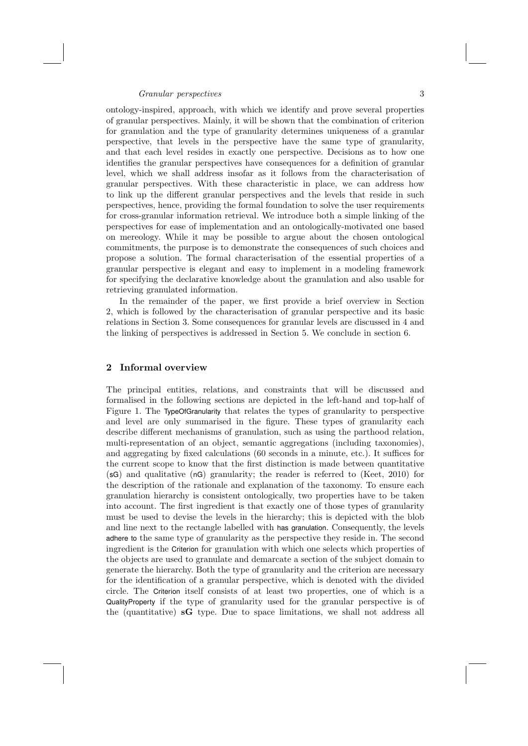ontology-inspired, approach, with which we identify and prove several properties of granular perspectives. Mainly, it will be shown that the combination of criterion for granulation and the type of granularity determines uniqueness of a granular perspective, that levels in the perspective have the same type of granularity, and that each level resides in exactly one perspective. Decisions as to how one identifies the granular perspectives have consequences for a definition of granular level, which we shall address insofar as it follows from the characterisation of granular perspectives. With these characteristic in place, we can address how to link up the different granular perspectives and the levels that reside in such perspectives, hence, providing the formal foundation to solve the user requirements for cross-granular information retrieval. We introduce both a simple linking of the perspectives for ease of implementation and an ontologically-motivated one based on mereology. While it may be possible to argue about the chosen ontological commitments, the purpose is to demonstrate the consequences of such choices and propose a solution. The formal characterisation of the essential properties of a granular perspective is elegant and easy to implement in a modeling framework for specifying the declarative knowledge about the granulation and also usable for retrieving granulated information.

In the remainder of the paper, we first provide a brief overview in Section 2, which is followed by the characterisation of granular perspective and its basic relations in Section 3. Some consequences for granular levels are discussed in 4 and the linking of perspectives is addressed in Section 5. We conclude in section 6.

## 2 Informal overview

The principal entities, relations, and constraints that will be discussed and formalised in the following sections are depicted in the left-hand and top-half of Figure 1. The TypeOfGranularity that relates the types of granularity to perspective and level are only summarised in the figure. These types of granularity each describe different mechanisms of granulation, such as using the parthood relation, multi-representation of an object, semantic aggregations (including taxonomies), and aggregating by fixed calculations (60 seconds in a minute, etc.). It suffices for the current scope to know that the first distinction is made between quantitative (sG) and qualitative (nG) granularity; the reader is referred to (Keet, 2010) for the description of the rationale and explanation of the taxonomy. To ensure each granulation hierarchy is consistent ontologically, two properties have to be taken into account. The first ingredient is that exactly one of those types of granularity must be used to devise the levels in the hierarchy; this is depicted with the blob and line next to the rectangle labelled with has granulation. Consequently, the levels adhere to the same type of granularity as the perspective they reside in. The second ingredient is the Criterion for granulation with which one selects which properties of the objects are used to granulate and demarcate a section of the subject domain to generate the hierarchy. Both the type of granularity and the criterion are necessary for the identification of a granular perspective, which is denoted with the divided circle. The Criterion itself consists of at least two properties, one of which is a QualityProperty if the type of granularity used for the granular perspective is of the (quantitative) **sG** type. Due to space limitations, we shall not address all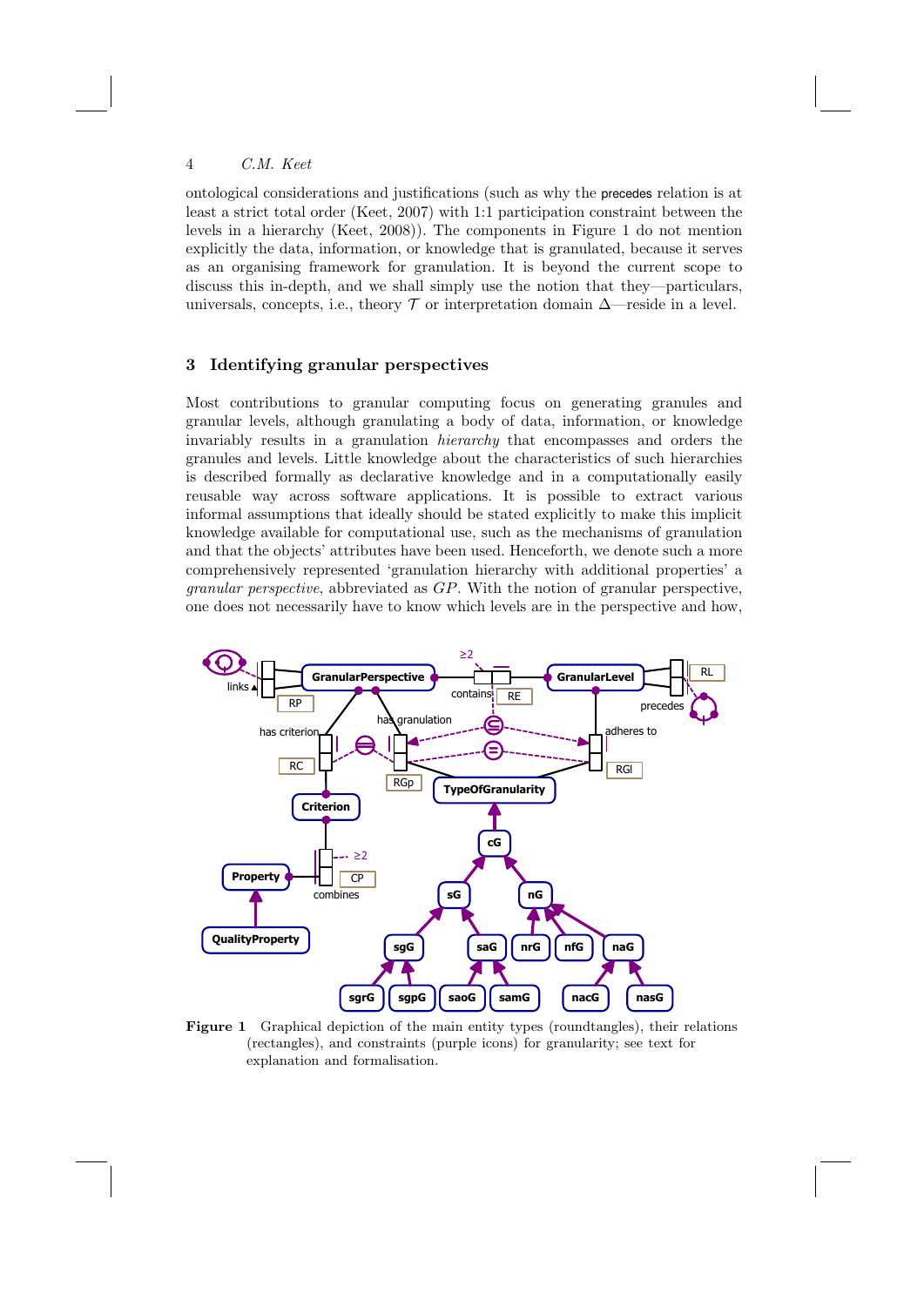ontological considerations and justifications (such as why the precedes relation is at least a strict total order (Keet, 2007) with 1:1 participation constraint between the levels in a hierarchy (Keet, 2008)). The components in Figure 1 do not mention explicitly the data, information, or knowledge that is granulated, because it serves as an organising framework for granulation. It is beyond the current scope to discuss this in-depth, and we shall simply use the notion that they—particulars, universals, concepts, i.e., theory $\mathcal{T}$ or interpretation domain $\Delta$—reside in a level.

## 3 Identifying granular perspectives

Most contributions to granular computing focus on generating granules and granular levels, although granulating a body of data, information, or knowledge invariably results in a granulation *hierarchy* that encompasses and orders the granules and levels. Little knowledge about the characteristics of such hierarchies is described formally as declarative knowledge and in a computationally easily reusable way across software applications. It is possible to extract various informal assumptions that ideally should be stated explicitly to make this implicit knowledge available for computational use, such as the mechanisms of granulation and that the objects' attributes have been used. Henceforth, we denote such a more comprehensively represented 'granulation hierarchy with additional properties' a *granular perspective*, abbreviated as $GP$. With the notion of granular perspective, one does not necessarily have to know which levels are in the perspective and how,

**Figure 1** Graphical depiction of the main entity types (roundtangles), their relations (rectangles), and constraints (purple icons) for granularity; see text for explanation and formalisation.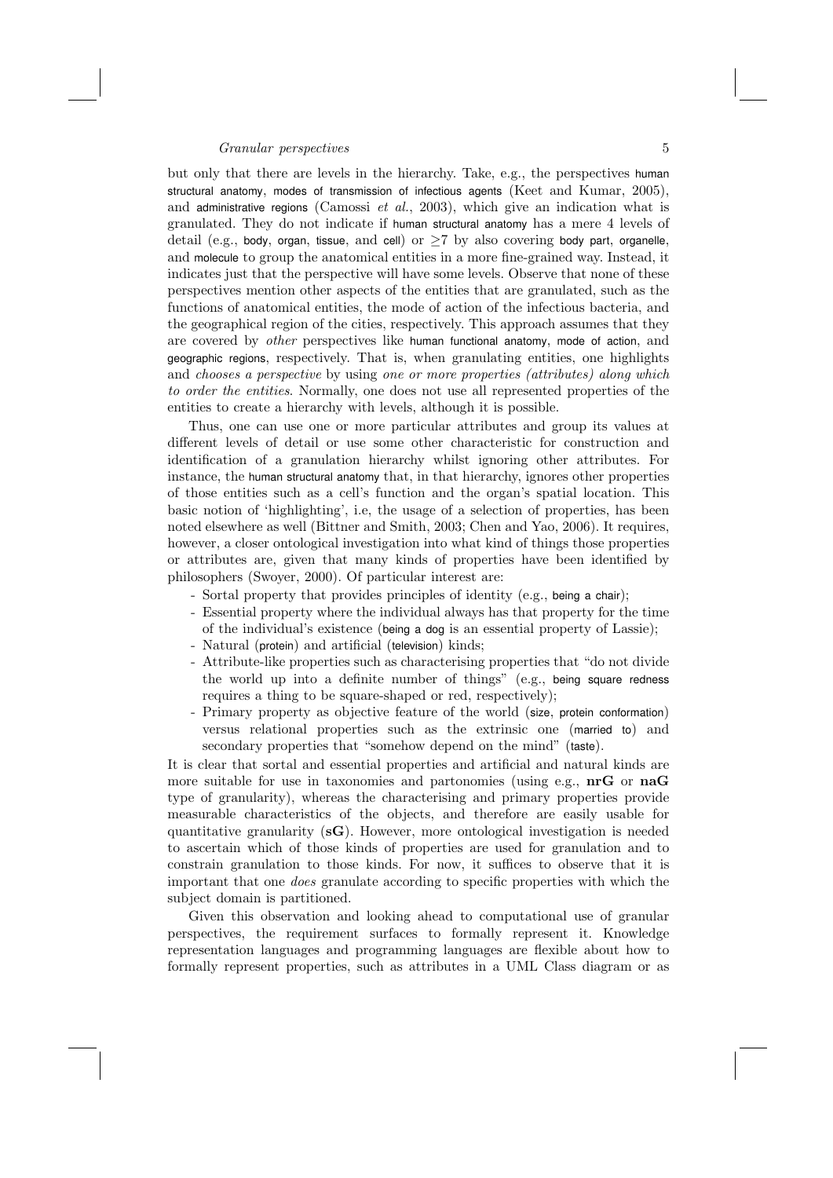but only that there are levels in the hierarchy. Take, e.g., the perspectives human structural anatomy, modes of transmission of infectious agents (Keet and Kumar, 2005), and administrative regions (Camossi *et al.*, 2003), which give an indication what is granulated. They do not indicate if human structural anatomy has a mere 4 levels of detail (e.g., body, organ, tissue, and cell) or $\geq 7$ by also covering body part, organelle, and molecule to group the anatomical entities in a more fine-grained way. Instead, it indicates just that the perspective will have some levels. Observe that none of these perspectives mention other aspects of the entities that are granulated, such as the functions of anatomical entities, the mode of action of the infectious bacteria, and the geographical region of the cities, respectively. This approach assumes that they are covered by *other* perspectives like human functional anatomy, mode of action, and geographic regions, respectively. That is, when granulating entities, one highlights and *chooses a perspective* by using *one or more properties (attributes) along which to order the entities*. Normally, one does not use all represented properties of the entities to create a hierarchy with levels, although it is possible.

Thus, one can use one or more particular attributes and group its values at different levels of detail or use some other characteristic for construction and identification of a granulation hierarchy whilst ignoring other attributes. For instance, the human structural anatomy that, in that hierarchy, ignores other properties of those entities such as a cell's function and the organ's spatial location. This basic notion of 'highlighting', i.e, the usage of a selection of properties, has been noted elsewhere as well (Bittner and Smith, 2003; Chen and Yao, 2006). It requires, however, a closer ontological investigation into what kind of things those properties or attributes are, given that many kinds of properties have been identified by philosophers (Swoyer, 2000). Of particular interest are:

- Sortal property that provides principles of identity (e.g., being a chair);
- Essential property where the individual always has that property for the time of the individual's existence (being a dog is an essential property of Lassie);
- Natural (protein) and artificial (television) kinds;
- Attribute-like properties such as characterising properties that "do not divide the world up into a definite number of things" (e.g., being square redness requires a thing to be square-shaped or red, respectively);
- Primary property as objective feature of the world (size, protein conformation) versus relational properties such as the extrinsic one (married to) and secondary properties that "somehow depend on the mind" (taste).

It is clear that sortal and essential properties and artificial and natural kinds are more suitable for use in taxonomies and partonomies (using e.g., **nrG** or **naG** type of granularity), whereas the characterising and primary properties provide measurable characteristics of the objects, and therefore are easily usable for quantitative granularity (**sG**). However, more ontological investigation is needed to ascertain which of those kinds of properties are used for granulation and to constrain granulation to those kinds. For now, it suffices to observe that it is important that one *does* granulate according to specific properties with which the subject domain is partitioned.

Given this observation and looking ahead to computational use of granular perspectives, the requirement surfaces to formally represent it. Knowledge representation languages and programming languages are flexible about how to formally represent properties, such as attributes in a UML Class diagram or as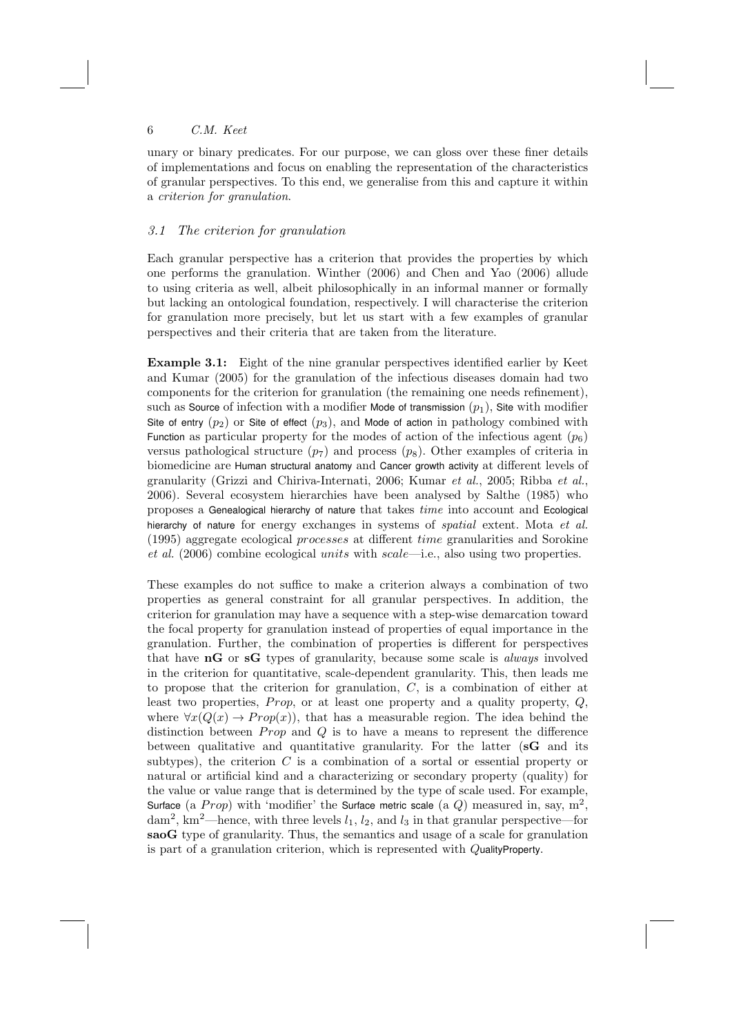unary or binary predicates. For our purpose, we can gloss over these finer details of implementations and focus on enabling the representation of the characteristics of granular perspectives. To this end, we generalise from this and capture it within a *criterion for granulation*.

### 3.1 The criterion for granulation

Each granular perspective has a criterion that provides the properties by which one performs the granulation. Winther (2006) and Chen and Yao (2006) allude to using criteria as well, albeit philosophically in an informal manner or formally but lacking an ontological foundation, respectively. I will characterise the criterion for granulation more precisely, but let us start with a few examples of granular perspectives and their criteria that are taken from the literature.

**Example 3.1:** Eight of the nine granular perspectives identified earlier by Keet and Kumar (2005) for the granulation of the infectious diseases domain had two components for the criterion for granulation (the remaining one needs refinement), such as Source of infection with a modifier Mode of transmission ($p_1$), Site with modifier Site of entry ($p_2$) or Site of effect ($p_3$), and Mode of action in pathology combined with Function as particular property for the modes of action of the infectious agent ($p_6$) versus pathological structure ($p_7$) and process ($p_8$). Other examples of criteria in biomedicine are Human structural anatomy and Cancer growth activity at different levels of granularity (Grizzi and Chiriva-Internati, 2006; Kumar *et al.*, 2005; Ribba *et al.*, 2006). Several ecosystem hierarchies have been analysed by Salthe (1985) who proposes a Genealogical hierarchy of nature that takes *time* into account and Ecological hierarchy of nature for energy exchanges in systems of *spatial* extent. Mota *et al.* (1995) aggregate ecological *processes* at different *time* granularities and Sorokine *et al.* (2006) combine ecological *units* with *scale*—i.e., also using two properties.

These examples do not suffice to make a criterion always a combination of two properties as general constraint for all granular perspectives. In addition, the criterion for granulation may have a sequence with a step-wise demarcation toward the focal property for granulation instead of properties of equal importance in the granulation. Further, the combination of properties is different for perspectives that have **nG** or **sG** types of granularity, because some scale is *always* involved in the criterion for quantitative, scale-dependent granularity. This, then leads me to propose that the criterion for granulation, $C$, is a combination of either at least two properties, $Prop$, or at least one property and a quality property, $Q$, where $\forall x(Q(x) \rightarrow Prop(x))$, that has a measurable region. The idea behind the distinction between $Prop$ and $Q$ is to have a means to represent the difference between qualitative and quantitative granularity. For the latter (**sG** and its subtypes), the criterion $C$ is a combination of a sortal or essential property or natural or artificial kind and a characterizing or secondary property (quality) for the value or value range that is determined by the type of scale used. For example, Surface (a $Prop$) with 'modifier' the Surface metric scale (a $Q$) measured in, say, $\text{m}^2$, $\text{dam}^2$, $\text{km}^2$—hence, with three levels $l_1$, $l_2$, and $l_3$ in that granular perspective—for **saoG** type of granularity. Thus, the semantics and usage of a scale for granulation is part of a granulation criterion, which is represented with $Q$ualityProperty.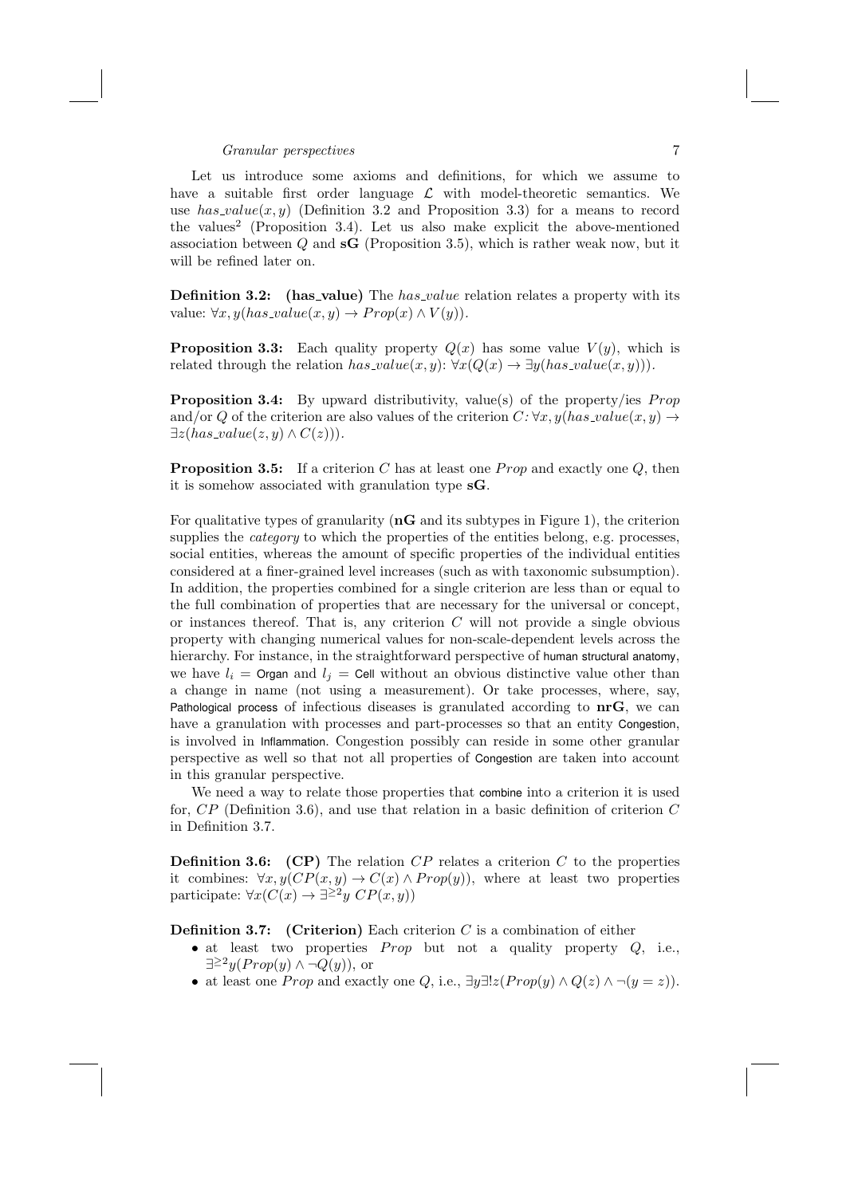Let us introduce some axioms and definitions, for which we assume to have a suitable first order language $\mathcal{L}$ with model-theoretic semantics. We use $has\_value(x, y)$ (Definition 3.2 and Proposition 3.3) for a means to record the values[2] (Proposition 3.4). Let us also make explicit the above-mentioned association between $Q$ and **sG** (Proposition 3.5), which is rather weak now, but it will be refined later on.

**Definition 3.2: (has_value)** The *has_value* relation relates a property with its value: $\forall x, y(has\_value(x, y) \rightarrow Prop(x) \wedge V(y))$.

**Proposition 3.3:** Each quality property $Q(x)$ has some value $V(y)$, which is related through the relation $has\_value(x, y)$: $\forall x(Q(x) \rightarrow \exists y(has\_value(x, y)))$.

**Proposition 3.4:** By upward distributivity, value(s) of the property/ies $Prop$ and/or $Q$ of the criterion are also values of the criterion $C$: $\forall x, y(has\_value(x, y) \rightarrow \exists z(has\_value(z, y) \wedge C(z)))$.

**Proposition 3.5:** If a criterion $C$ has at least one $Prop$ and exactly one $Q$, then it is somehow associated with granulation type **sG**.

For qualitative types of granularity (**nG** and its subtypes in Figure 1), the criterion supplies the *category* to which the properties of the entities belong, e.g. processes, social entities, whereas the amount of specific properties of the individual entities considered at a finer-grained level increases (such as with taxonomic subsumption). In addition, the properties combined for a single criterion are less than or equal to the full combination of properties that are necessary for the universal or concept, or instances thereof. That is, any criterion $C$ will not provide a single obvious property with changing numerical values for non-scale-dependent levels across the hierarchy. For instance, in the straightforward perspective of human structural anatomy, we have $l_i$ = Organ and $l_j$ = Cell without an obvious distinctive value other than a change in name (not using a measurement). Or take processes, where, say, Pathological process of infectious diseases is granulated according to **nrG**, we can have a granulation with processes and part-processes so that an entity Congestion, is involved in Inflammation. Congestion possibly can reside in some other granular perspective as well so that not all properties of Congestion are taken into account in this granular perspective.

We need a way to relate those properties that combine into a criterion it is used for, $CP$ (Definition 3.6), and use that relation in a basic definition of criterion $C$ in Definition 3.7.

**Definition 3.6: (CP)** The relation $CP$ relates a criterion $C$ to the properties it combines: $\forall x, y(CP(x, y) \rightarrow C(x) \wedge Prop(y))$, where at least two properties participate: $\forall x(C(x) \rightarrow \exists^{\geq 2} y \; CP(x, y))$

**Definition 3.7: (Criterion)** Each criterion $C$ is a combination of either

- at least two properties $Prop$ but not a quality property $Q$, i.e., $\exists^{\geq 2} y(Prop(y) \wedge \neg Q(y))$, or
- at least one $Prop$ and exactly one $Q$, i.e., $\exists y \exists! z(Prop(y) \wedge Q(z) \wedge \neg(y = z))$.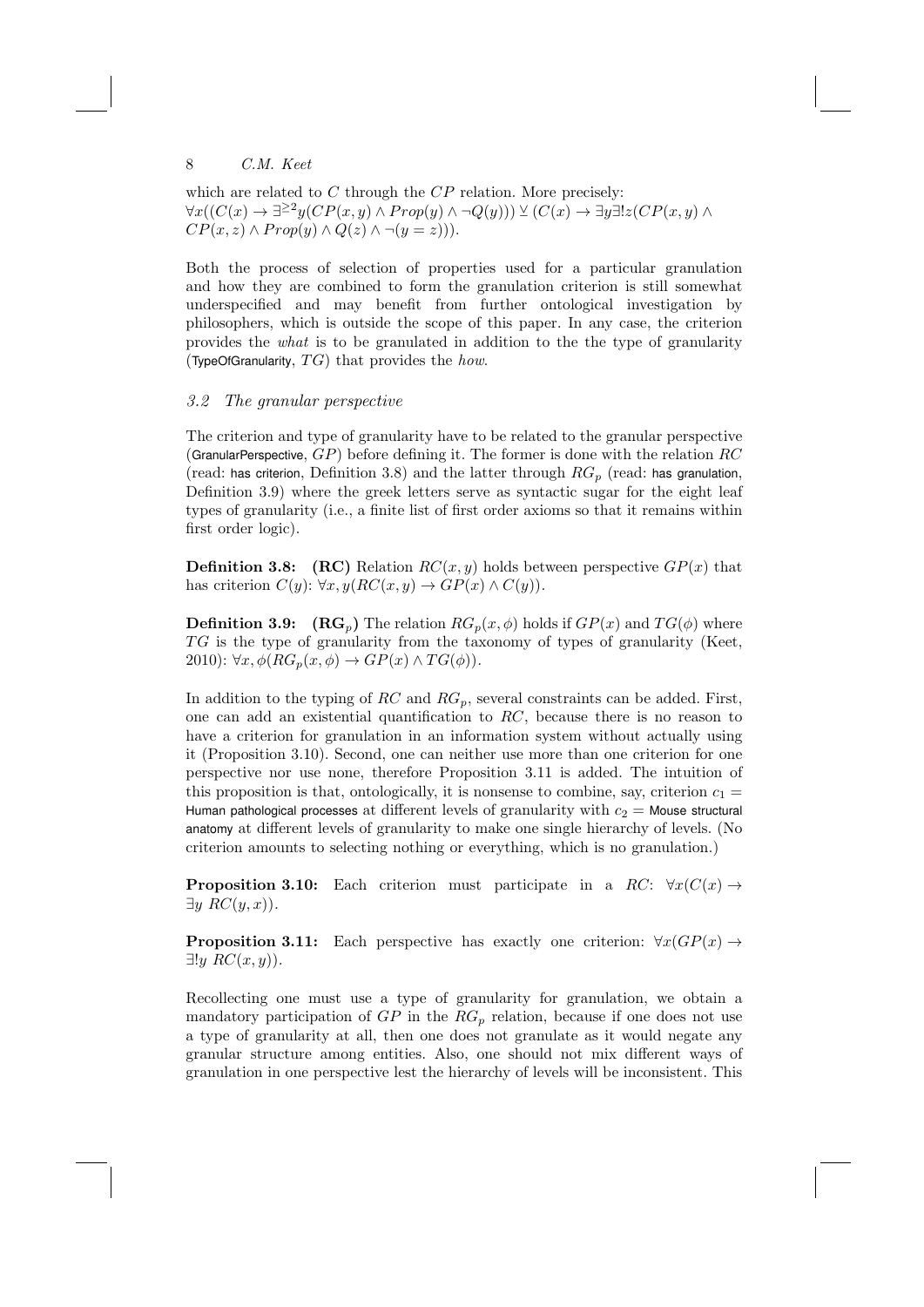which are related to $C$ through the $CP$ relation. More precisely: $\forall x((C(x) \rightarrow \exists^{\geq 2} y(CP(x,y) \wedge Prop(y) \wedge \neg Q(y))) \veebar (C(x) \rightarrow \exists y \exists! z(CP(x,y) \wedge CP(x,z) \wedge Prop(y) \wedge Q(z) \wedge \neg(y = z)))$.

Both the process of selection of properties used for a particular granulation and how they are combined to form the granulation criterion is still somewhat underspecified and may benefit from further ontological investigation by philosophers, which is outside the scope of this paper. In any case, the criterion provides the *what* is to be granulated in addition to the the type of granularity (TypeOfGranularity, $TG$) that provides the *how*.

### 3.2 The granular perspective

The criterion and type of granularity have to be related to the granular perspective (GranularPerspective, $GP$) before defining it. The former is done with the relation $RC$ (read: has criterion, Definition 3.8) and the latter through $RG_p$ (read: has granulation, Definition 3.9) where the greek letters serve as syntactic sugar for the eight leaf types of granularity (i.e., a finite list of first order axioms so that it remains within first order logic).

**Definition 3.8: (RC)** Relation $RC(x,y)$ holds between perspective $GP(x)$ that has criterion $C(y)$: $\forall x, y(RC(x,y) \rightarrow GP(x) \wedge C(y))$.

**Definition 3.9: (RG$_p$)** The relation $RG_p(x, \phi)$ holds if $GP(x)$ and $TG(\phi)$ where $TG$ is the type of granularity from the taxonomy of types of granularity (Keet, 2010): $\forall x, \phi(RG_p(x, \phi) \rightarrow GP(x) \wedge TG(\phi))$.

In addition to the typing of $RC$ and $RG_p$, several constraints can be added. First, one can add an existential quantification to $RC$, because there is no reason to have a criterion for granulation in an information system without actually using it (Proposition 3.10). Second, one can neither use more than one criterion for one perspective nor use none, therefore Proposition 3.11 is added. The intuition of this proposition is that, ontologically, it is nonsense to combine, say, criterion $c_1 =$ Human pathological processes at different levels of granularity with $c_2 =$ Mouse structural anatomy at different levels of granularity to make one single hierarchy of levels. (No criterion amounts to selecting nothing or everything, which is no granulation.)

**Proposition 3.10:** Each criterion must participate in a $RC$: $\forall x(C(x) \rightarrow \exists y\ RC(y,x))$.

**Proposition 3.11:** Each perspective has exactly one criterion: $\forall x(GP(x) \rightarrow \exists! y\ RC(x,y))$.

Recollecting one must use a type of granularity for granulation, we obtain a mandatory participation of $GP$ in the $RG_p$ relation, because if one does not use a type of granularity at all, then one does not granulate as it would negate any granular structure among entities. Also, one should not mix different ways of granulation in one perspective lest the hierarchy of levels will be inconsistent. This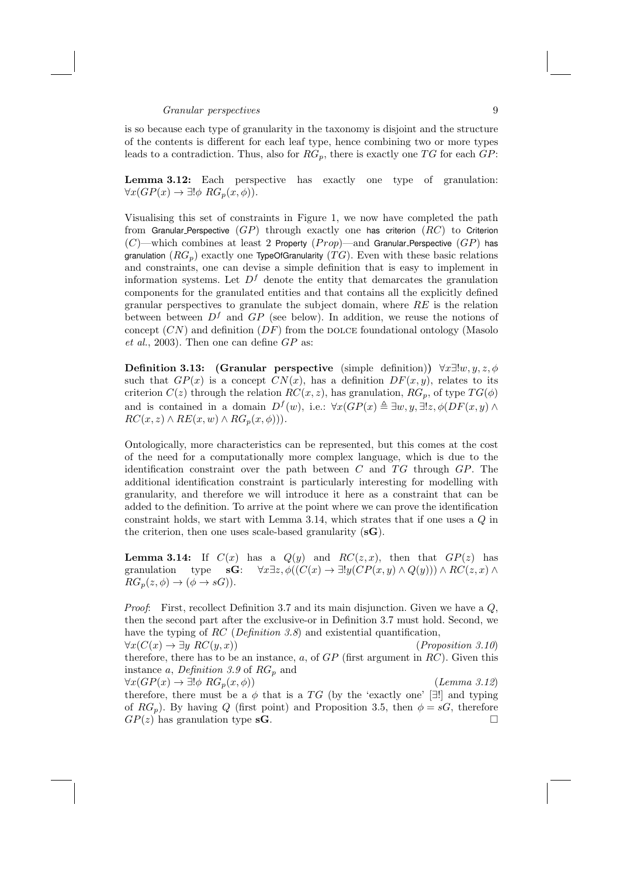is so because each type of granularity in the taxonomy is disjoint and the structure of the contents is different for each leaf type, hence combining two or more types leads to a contradiction. Thus, also for $RG_p$, there is exactly one $TG$ for each $GP$:

**Lemma 3.12:** Each perspective has exactly one type of granulation: $\forall x(GP(x) \rightarrow \exists!\phi\ RG_p(x, \phi))$.

Visualising this set of constraints in Figure 1, we now have completed the path from Granular_Perspective ($GP$) through exactly one has criterion ($RC$) to Criterion ($C$)—which combines at least 2 Property ($Prop$)—and Granular_Perspective ($GP$) has granulation ($RG_p$) exactly one TypeOfGranularity ($TG$). Even with these basic relations and constraints, one can devise a simple definition that is easy to implement in information systems. Let $D^f$ denote the entity that demarcates the granulation components for the granulated entities and that contains all the explicitly defined granular perspectives to granulate the subject domain, where $RE$ is the relation between between $D^f$ and $GP$ (see below). In addition, we reuse the notions of concept ($CN$) and definition ($DF$) from the DOLCE foundational ontology (Masolo *et al.*, 2003). Then one can define $GP$ as:

**Definition 3.13: (Granular perspective** (simple definition)**)** $\forall x \exists! w, y, z, \phi$ such that $GP(x)$ is a concept $CN(x)$, has a definition $DF(x, y)$, relates to its criterion $C(z)$ through the relation $RC(x, z)$, has granulation, $RG_p$, of type $TG(\phi)$ and is contained in a domain $D^f(w)$, i.e.: $\forall x(GP(x) \triangleq \exists w, y, \exists! z, \phi(DF(x, y) \wedge RC(x, z) \wedge RE(x, w) \wedge RG_p(x, \phi)))$.

Ontologically, more characteristics can be represented, but this comes at the cost of the need for a computationally more complex language, which is due to the identification constraint over the path between $C$ and $TG$ through $GP$. The additional identification constraint is particularly interesting for modelling with granularity, and therefore we will introduce it here as a constraint that can be added to the definition. To arrive at the point where we can prove the identification constraint holds, we start with Lemma 3.14, which strates that if one uses a $Q$ in the criterion, then one uses scale-based granularity (**sG**).

**Lemma 3.14:** If $C(x)$ has a $Q(y)$ and $RC(z, x)$, then that $GP(z)$ has granulation type **sG**: $\forall x \exists z, \phi((C(x) \rightarrow \exists! y(CP(x, y) \wedge Q(y))) \wedge RC(z, x) \wedge RG_p(z, \phi) \rightarrow (\phi \rightarrow sG))$.

*Proof*: First, recollect Definition 3.7 and its main disjunction. Given we have a $Q$, then the second part after the exclusive-or in Definition 3.7 must hold. Second, we have the typing of $RC$ (*Definition 3.8*) and existential quantification,
$\forall x(C(x) \rightarrow \exists y\ RC(y, x))$ (*Proposition 3.10*)
therefore, there has to be an instance, $a$, of $GP$ (first argument in $RC$). Given this instance $a$, *Definition 3.9* of $RG_p$ and
$\forall x(GP(x) \rightarrow \exists! \phi\ RG_p(x, \phi))$ (*Lemma 3.12*)
therefore, there must be a $\phi$ that is a $TG$ (by the 'exactly one' [$\exists!$] and typing of $RG_p$). By having $Q$ (first point) and Proposition 3.5, then $\phi = sG$, therefore $GP(z)$ has granulation type **sG**. □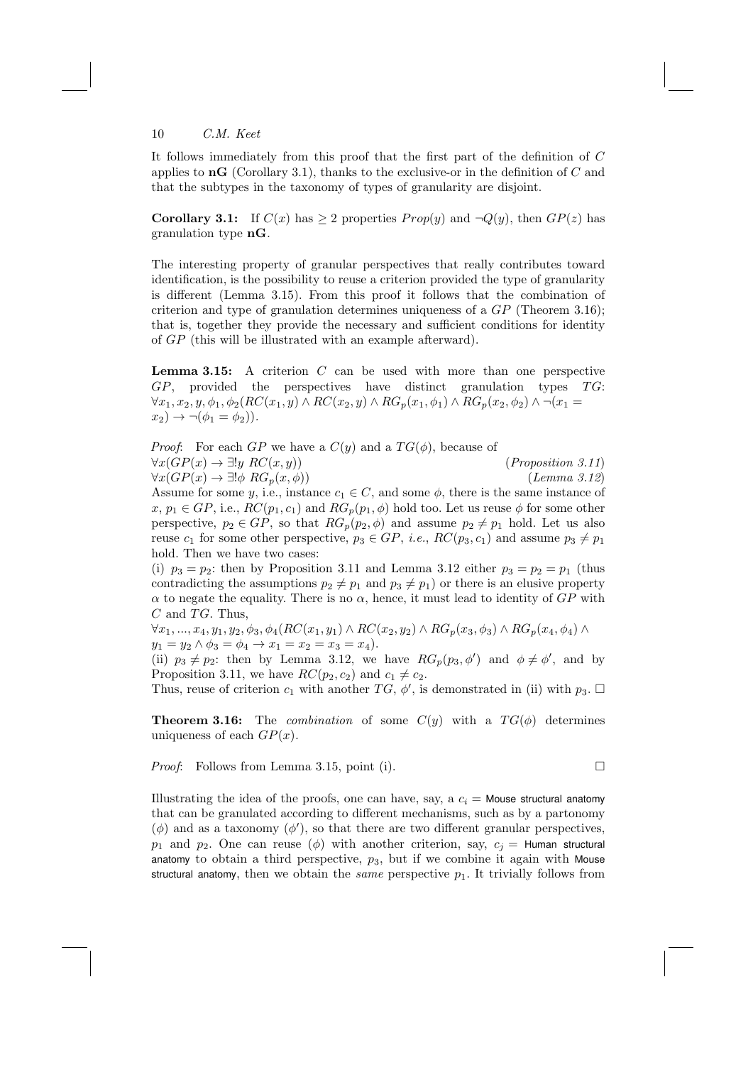It follows immediately from this proof that the first part of the definition of $C$ applies to **nG** (Corollary 3.1), thanks to the exclusive-or in the definition of $C$ and that the subtypes in the taxonomy of types of granularity are disjoint.

**Corollary 3.1:** If $C(x)$ has $\geq 2$ properties $Prop(y)$ and $\neg Q(y)$, then $GP(z)$ has granulation type **nG**.

The interesting property of granular perspectives that really contributes toward identification, is the possibility to reuse a criterion provided the type of granularity is different (Lemma 3.15). From this proof it follows that the combination of criterion and type of granulation determines uniqueness of a $GP$ (Theorem 3.16); that is, together they provide the necessary and sufficient conditions for identity of $GP$ (this will be illustrated with an example afterward).

**Lemma 3.15:** A criterion $C$ can be used with more than one perspective $GP$, provided the perspectives have distinct granulation types $TG$: $\forall x_1, x_2, y, \phi_1, \phi_2 (RC(x_1, y) \land RC(x_2, y) \land RG_p(x_1, \phi_1) \land RG_p(x_2, \phi_2) \land \neg(x_1 = x_2) \rightarrow \neg(\phi_1 = \phi_2))$.

*Proof*: For each $GP$ we have a $C(y)$ and a $TG(\phi)$, because of

$\forall x (GP(x) \rightarrow \exists! y \; RC(x, y))$ (*Proposition 3.11*)

$\forall x (GP(x) \rightarrow \exists! \phi \; RG_p(x, \phi))$ (*Lemma 3.12*)

Assume for some $y$, i.e., instance $c_1 \in C$, and some $\phi$, there is the same instance of $x$, $p_1 \in GP$, i.e., $RC(p_1, c_1)$ and $RG_p(p_1, \phi)$ hold too. Let us reuse $\phi$ for some other perspective, $p_2 \in GP$, so that $RG_p(p_2, \phi)$ and assume $p_2 \neq p_1$ hold. Let us also reuse $c_1$ for some other perspective, $p_3 \in GP$, *i.e.*, $RC(p_3, c_1)$ and assume $p_3 \neq p_1$ hold. Then we have two cases:

(i) $p_3 = p_2$: then by Proposition 3.11 and Lemma 3.12 either $p_3 = p_2 = p_1$ (thus contradicting the assumptions $p_2 \neq p_1$ and $p_3 \neq p_1$) or there is an elusive property $\alpha$ to negate the equality. There is no $\alpha$, hence, it must lead to identity of $GP$ with $C$ and $TG$. Thus,

$\forall x_1, ..., x_4, y_1, y_2, \phi_3, \phi_4 (RC(x_1, y_1) \land RC(x_2, y_2) \land RG_p(x_3, \phi_3) \land RG_p(x_4, \phi_4) \land y_1 = y_2 \land \phi_3 = \phi_4 \rightarrow x_1 = x_2 = x_3 = x_4)$.

(ii) $p_3 \neq p_2$: then by Lemma 3.12, we have $RG_p(p_3, \phi')$ and $\phi \neq \phi'$, and by Proposition 3.11, we have $RC(p_2, c_2)$ and $c_1 \neq c_2$.

Thus, reuse of criterion $c_1$ with another $TG$, $\phi'$, is demonstrated in (ii) with $p_3$. □

**Theorem 3.16:** The *combination* of some $C(y)$ with a $TG(\phi)$ determines uniqueness of each $GP(x)$.

*Proof*: Follows from Lemma 3.15, point (i). □

Illustrating the idea of the proofs, one can have, say, a $c_i$ = Mouse structural anatomy that can be granulated according to different mechanisms, such as by a partonomy ($\phi$) and as a taxonomy ($\phi'$), so that there are two different granular perspectives, $p_1$ and $p_2$. One can reuse ($\phi$) with another criterion, say, $c_j$ = Human structural anatomy to obtain a third perspective, $p_3$, but if we combine it again with Mouse structural anatomy, then we obtain the *same* perspective $p_1$. It trivially follows from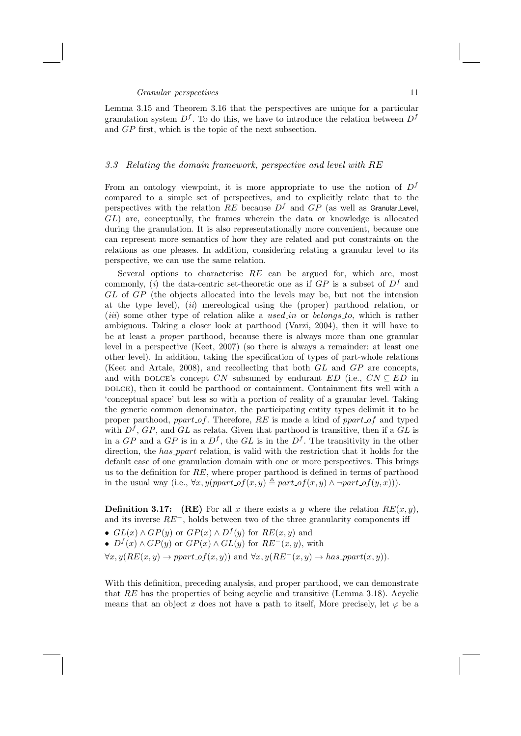Lemma 3.15 and Theorem 3.16 that the perspectives are unique for a particular granulation system $D^f$. To do this, we have to introduce the relation between $D^f$ and $GP$ first, which is the topic of the next subsection.

### 3.3 Relating the domain framework, perspective and level with RE

From an ontology viewpoint, it is more appropriate to use the notion of $D^f$ compared to a simple set of perspectives, and to explicitly relate that to the perspectives with the relation $RE$ because $D^f$ and $GP$ (as well as Granular_Level, $GL$) are, conceptually, the frames wherein the data or knowledge is allocated during the granulation. It is also representationally more convenient, because one can represent more semantics of how they are related and put constraints on the relations as one pleases. In addition, considering relating a granular level to its perspective, we can use the same relation.

Several options to characterise $RE$ can be argued for, which are, most commonly, (*i*) the data-centric set-theoretic one as if $GP$ is a subset of $D^f$ and $GL$ of $GP$ (the objects allocated into the levels may be, but not the intension at the type level), (*ii*) mereological using the (proper) parthood relation, or (*iii*) some other type of relation alike a *used_in* or *belongs_to*, which is rather ambiguous. Taking a closer look at parthood (Varzi, 2004), then it will have to be at least a *proper* parthood, because there is always more than one granular level in a perspective (Keet, 2007) (so there is always a remainder: at least one other level). In addition, taking the specification of types of part-whole relations (Keet and Artale, 2008), and recollecting that both $GL$ and $GP$ are concepts, and with DOLCE's concept $CN$ subsumed by endurant $ED$ (i.e., $CN \subseteq ED$ in DOLCE), then it could be parthood or containment. Containment fits well with a 'conceptual space' but less so with a portion of reality of a granular level. Taking the generic common denominator, the participating entity types delimit it to be proper parthood, $ppart\_of$. Therefore, $RE$ is made a kind of $ppart\_of$ and typed with $D^f$, $GP$, and $GL$ as relata. Given that parthood is transitive, then if a $GL$ is in a $GP$ and a $GP$ is in a $D^f$, the $GL$ is in the $D^f$. The transitivity in the other direction, the $has\_ppart$ relation, is valid with the restriction that it holds for the default case of one granulation domain with one or more perspectives. This brings us to the definition for $RE$, where proper parthood is defined in terms of parthood in the usual way (i.e., $\forall x, y(ppart\_of(x, y) \triangleq part\_of(x, y) \wedge \neg part\_of(y, x))$).

**Definition 3.17: (RE)** For all $x$ there exists a $y$ where the relation $RE(x, y)$, and its inverse $RE^{-}$, holds between two of the three granularity components iff

- $GL(x) \wedge GP(y)$ or $GP(x) \wedge D^f(y)$ for $RE(x, y)$ and
- $D^f(x) \wedge GP(y)$ or $GP(x) \wedge GL(y)$ for $RE^{-}(x, y)$, with

$\forall x, y(RE(x, y) \rightarrow ppart\_of(x, y))$ and $\forall x, y(RE^{-}(x, y) \rightarrow has\_ppart(x, y))$.

With this definition, preceding analysis, and proper parthood, we can demonstrate that $RE$ has the properties of being acyclic and transitive (Lemma 3.18). Acyclic means that an object $x$ does not have a path to itself, More precisely, let $\varphi$ be a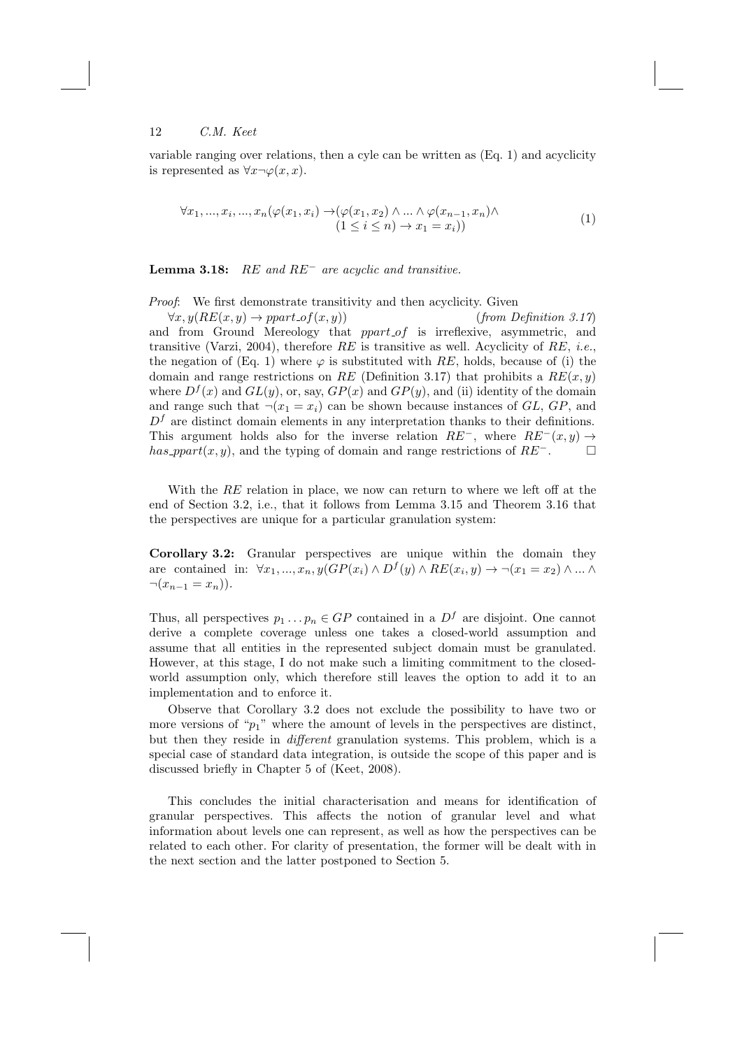variable ranging over relations, then a cyle can be written as (Eq. 1) and acyclicity is represented as $\forall x \neg \varphi(x, x)$.

$$\forall x_1, ..., x_i, ..., x_n(\varphi(x_1, x_i) \rightarrow (\varphi(x_1, x_2) \wedge ... \wedge \varphi(x_{n-1}, x_n) \wedge (1 \leq i \leq n) \rightarrow x_1 = x_i)) \tag{1}$$

**Lemma 3.18:** *$RE$ and $RE^-$ are acyclic and transitive.*

*Proof*: We first demonstrate transitivity and then acyclicity. Given
$\forall x, y(RE(x, y) \rightarrow ppart\_of(x, y))$ (*from Definition 3.17*)
and from Ground Mereology that *ppart_of* is irreflexive, asymmetric, and transitive (Varzi, 2004), therefore $RE$ is transitive as well. Acyclicity of $RE$, *i.e.*, the negation of (Eq. 1) where $\varphi$ is substituted with $RE$, holds, because of (i) the domain and range restrictions on $RE$ (Definition 3.17) that prohibits a $RE(x, y)$ where $D^f(x)$ and $GL(y)$, or, say, $GP(x)$ and $GP(y)$, and (ii) identity of the domain and range such that $\neg(x_1 = x_i)$ can be shown because instances of $GL$, $GP$, and $D^f$ are distinct domain elements in any interpretation thanks to their definitions. This argument holds also for the inverse relation $RE^-$, where $RE^-(x, y) \rightarrow has\_ppart(x, y)$, and the typing of domain and range restrictions of $RE^-$. □

With the $RE$ relation in place, we now can return to where we left off at the end of Section 3.2, i.e., that it follows from Lemma 3.15 and Theorem 3.16 that the perspectives are unique for a particular granulation system:

**Corollary 3.2:** Granular perspectives are unique within the domain they are contained in: $\forall x_1, ..., x_n, y(GP(x_i) \wedge D^f(y) \wedge RE(x_i, y) \rightarrow \neg(x_1 = x_2) \wedge ... \wedge \neg(x_{n-1} = x_n))$.

Thus, all perspectives $p_1 \ldots p_n \in GP$ contained in a $D^f$ are disjoint. One cannot derive a complete coverage unless one takes a closed-world assumption and assume that all entities in the represented subject domain must be granulated. However, at this stage, I do not make such a limiting commitment to the closed-world assumption only, which therefore still leaves the option to add it to an implementation and to enforce it.

Observe that Corollary 3.2 does not exclude the possibility to have two or more versions of "$p_1$" where the amount of levels in the perspectives are distinct, but then they reside in *different* granulation systems. This problem, which is a special case of standard data integration, is outside the scope of this paper and is discussed briefly in Chapter 5 of (Keet, 2008).

This concludes the initial characterisation and means for identification of granular perspectives. This affects the notion of granular level and what information about levels one can represent, as well as how the perspectives can be related to each other. For clarity of presentation, the former will be dealt with in the next section and the latter postponed to Section 5.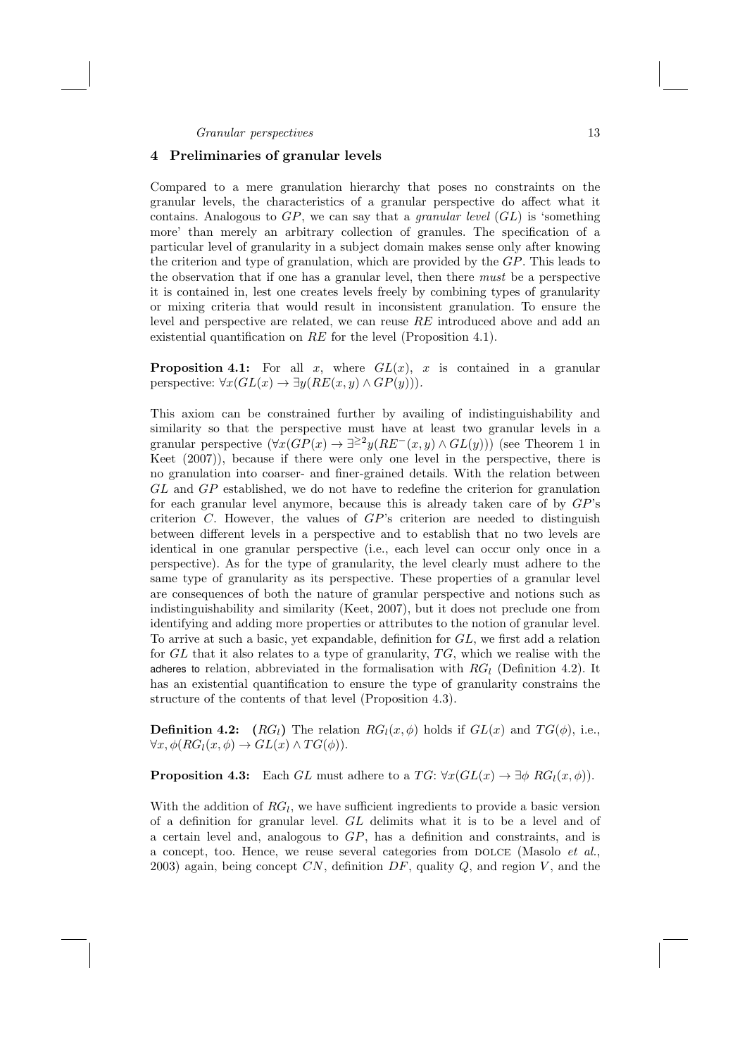## 4 Preliminaries of granular levels

Compared to a mere granulation hierarchy that poses no constraints on the granular levels, the characteristics of a granular perspective do affect what it contains. Analogous to $GP$, we can say that a *granular level* ($GL$) is 'something more' than merely an arbitrary collection of granules. The specification of a particular level of granularity in a subject domain makes sense only after knowing the criterion and type of granulation, which are provided by the $GP$. This leads to the observation that if one has a granular level, then there *must* be a perspective it is contained in, lest one creates levels freely by combining types of granularity or mixing criteria that would result in inconsistent granulation. To ensure the level and perspective are related, we can reuse $RE$ introduced above and add an existential quantification on $RE$ for the level (Proposition 4.1).

**Proposition 4.1:** For all $x$, where $GL(x)$, $x$ is contained in a granular perspective: $\forall x(GL(x) \rightarrow \exists y(RE(x,y) \wedge GP(y)))$.

This axiom can be constrained further by availing of indistinguishability and similarity so that the perspective must have at least two granular levels in a granular perspective ($\forall x(GP(x) \rightarrow \exists^{\geq 2} y(RE^{-}(x,y) \wedge GL(y)))$ (see Theorem 1 in Keet (2007)), because if there were only one level in the perspective, there is no granulation into coarser- and finer-grained details. With the relation between $GL$ and $GP$ established, we do not have to redefine the criterion for granulation for each granular level anymore, because this is already taken care of by $GP$'s criterion $C$. However, the values of $GP$'s criterion are needed to distinguish between different levels in a perspective and to establish that no two levels are identical in one granular perspective (i.e., each level can occur only once in a perspective). As for the type of granularity, the level clearly must adhere to the same type of granularity as its perspective. These properties of a granular level are consequences of both the nature of granular perspective and notions such as indistinguishability and similarity (Keet, 2007), but it does not preclude one from identifying and adding more properties or attributes to the notion of granular level. To arrive at such a basic, yet expandable, definition for $GL$, we first add a relation for $GL$ that it also relates to a type of granularity, $TG$, which we realise with the adheres to relation, abbreviated in the formalisation with $RG_l$ (Definition 4.2). It has an existential quantification to ensure the type of granularity constrains the structure of the contents of that level (Proposition 4.3).

**Definition 4.2:** **($RG_l$)** The relation $RG_l(x, \phi)$ holds if $GL(x)$ and $TG(\phi)$, i.e., $\forall x, \phi(RG_l(x, \phi) \rightarrow GL(x) \wedge TG(\phi))$.

**Proposition 4.3:** Each $GL$ must adhere to a $TG$: $\forall x(GL(x) \rightarrow \exists \phi \; RG_l(x, \phi))$.

With the addition of $RG_l$, we have sufficient ingredients to provide a basic version of a definition for granular level. $GL$ delimits what it is to be a level and of a certain level and, analogous to $GP$, has a definition and constraints, and is a concept, too. Hence, we reuse several categories from DOLCE (Masolo *et al.*, 2003) again, being concept $CN$, definition $DF$, quality $Q$, and region $V$, and the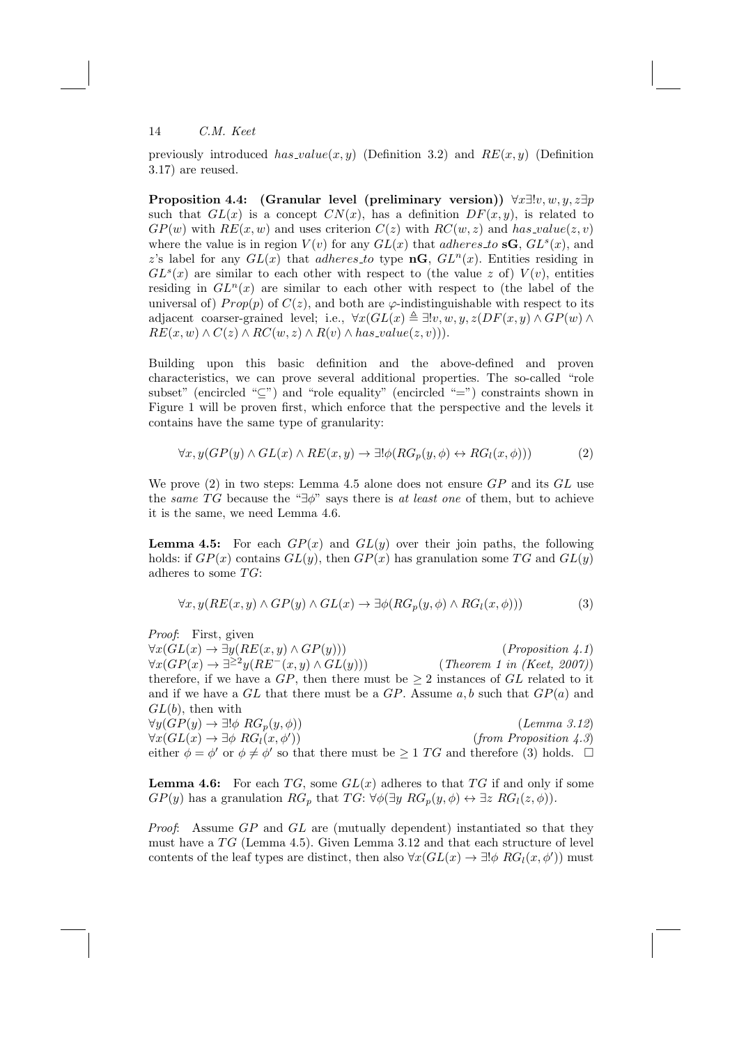previously introduced $has\_value(x, y)$ (Definition 3.2) and $RE(x, y)$ (Definition 3.17) are reused.

**Proposition 4.4: (Granular level (preliminary version))** $\forall x \exists! v, w, y, z \exists p$ such that $GL(x)$ is a concept $CN(x)$, has a definition $DF(x, y)$, is related to $GP(w)$ with $RE(x, w)$ and uses criterion $C(z)$ with $RC(w, z)$ and $has\_value(z, v)$ where the value is in region $V(v)$ for any $GL(x)$ that *adheres_to* **sG**, $GL^s(x)$, and $z$'s label for any $GL(x)$ that *adheres_to* type **nG**, $GL^n(x)$. Entities residing in $GL^s(x)$ are similar to each other with respect to (the value $z$ of) $V(v)$, entities residing in $GL^n(x)$ are similar to each other with respect to (the label of the universal of) $Prop(p)$ of $C(z)$, and both are $\varphi$-indistinguishable with respect to its adjacent coarser-grained level; i.e., $\forall x(GL(x) \triangleq \exists! v, w, y, z(DF(x, y) \wedge GP(w) \wedge RE(x, w) \wedge C(z) \wedge RC(w, z) \wedge R(v) \wedge has\_value(z, v)))$.

Building upon this basic definition and the above-defined and proven characteristics, we can prove several additional properties. The so-called "role subset" (encircled "⊆") and "role equality" (encircled "=") constraints shown in Figure 1 will be proven first, which enforce that the perspective and the levels it contains have the same type of granularity:

$$\forall x, y(GP(y) \wedge GL(x) \wedge RE(x, y) \rightarrow \exists! \phi(RG_p(y, \phi) \leftrightarrow RG_l(x, \phi))) \tag{2}$$

We prove (2) in two steps: Lemma 4.5 alone does not ensure $GP$ and its $GL$ use the *same* $TG$ because the "$\exists \phi$" says there is *at least one* of them, but to achieve it is the same, we need Lemma 4.6.

**Lemma 4.5:** For each $GP(x)$ and $GL(y)$ over their join paths, the following holds: if $GP(x)$ contains $GL(y)$, then $GP(x)$ has granulation some $TG$ and $GL(y)$ adheres to some $TG$:

$$\forall x, y(RE(x, y) \wedge GP(y) \wedge GL(x) \rightarrow \exists \phi(RG_p(y, \phi) \wedge RG_l(x, \phi))) \tag{3}$$

*Proof*: First, given
$\forall x(GL(x) \rightarrow \exists y(RE(x, y) \wedge GP(y)))$ (*Proposition 4.1*)
$\forall x(GP(x) \rightarrow \exists^{\geq 2} y(RE^{-}(x, y) \wedge GL(y)))$ (*Theorem 1 in (Keet, 2007)*)
therefore, if we have a $GP$, then there must be $\geq 2$ instances of $GL$ related to it and if we have a $GL$ that there must be a $GP$. Assume $a, b$ such that $GP(a)$ and $GL(b)$, then with
$\forall y(GP(y) \rightarrow \exists! \phi \ RG_p(y, \phi))$ (*Lemma 3.12*)
$\forall x(GL(x) \rightarrow \exists \phi \ RG_l(x, \phi'))$ (*from Proposition 4.3*)
either $\phi = \phi'$ or $\phi \neq \phi'$ so that there must be $\geq 1$ $TG$ and therefore (3) holds. □

**Lemma 4.6:** For each $TG$, some $GL(x)$ adheres to that $TG$ if and only if some $GP(y)$ has a granulation $RG_p$ that $TG$: $\forall \phi(\exists y \ RG_p(y, \phi) \leftrightarrow \exists z \ RG_l(z, \phi))$.

*Proof*: Assume $GP$ and $GL$ are (mutually dependent) instantiated so that they must have a $TG$ (Lemma 4.5). Given Lemma 3.12 and that each structure of level contents of the leaf types are distinct, then also $\forall x(GL(x) \rightarrow \exists! \phi \ RG_l(x, \phi'))$ must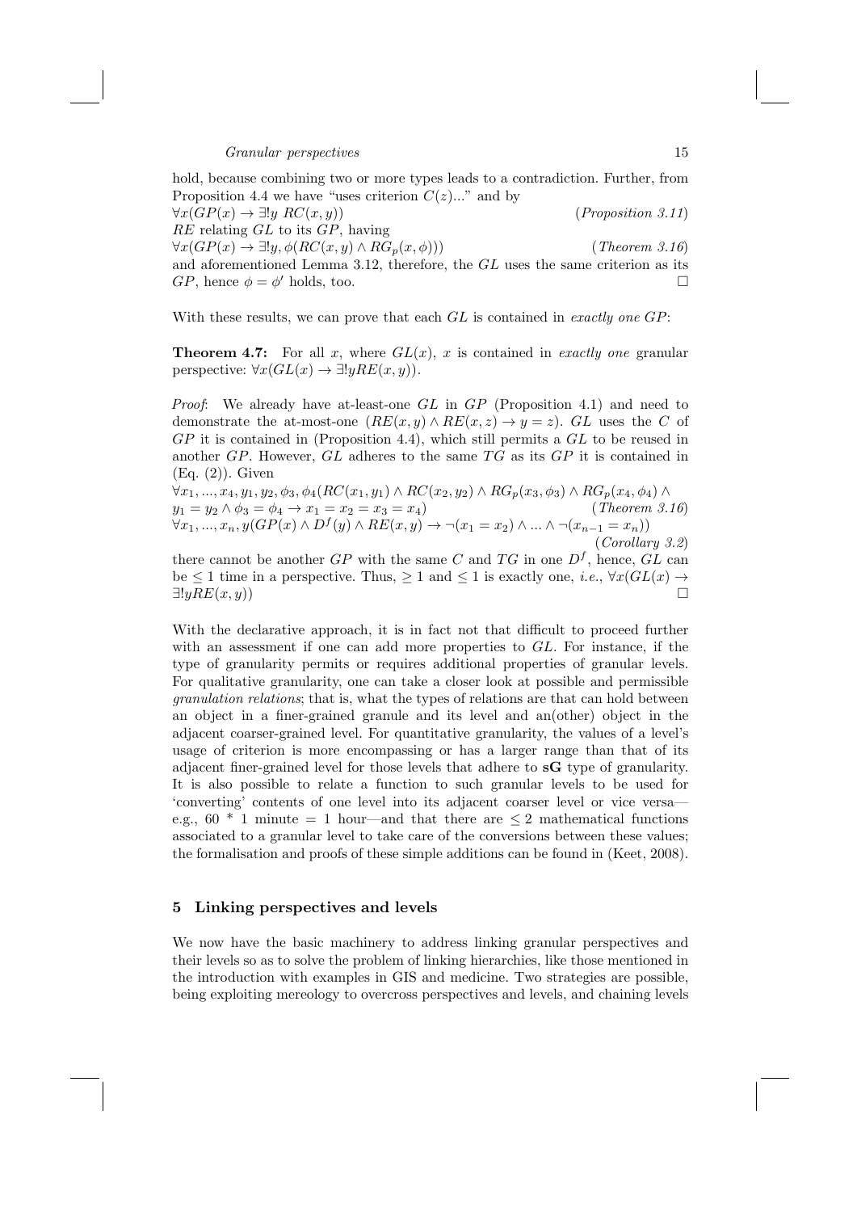hold, because combining two or more types leads to a contradiction. Further, from Proposition 4.4 we have "uses criterion $C(z)$..." and by

$\forall x(GP(x) \rightarrow \exists! y\ RC(x, y))$ (*Proposition 3.11*)

$RE$ relating $GL$ to its $GP$, having

$\forall x(GP(x) \rightarrow \exists! y, \phi(RC(x, y) \wedge RG_p(x, \phi)))$ (*Theorem 3.16*)

and aforementioned Lemma 3.12, therefore, the $GL$ uses the same criterion as its $GP$, hence $\phi = \phi'$ holds, too. □

With these results, we can prove that each $GL$ is contained in *exactly one GP*:

**Theorem 4.7:** For all $x$, where $GL(x)$, $x$ is contained in *exactly one* granular perspective: $\forall x(GL(x) \rightarrow \exists! y RE(x, y))$.

*Proof*: We already have at-least-one $GL$ in $GP$ (Proposition 4.1) and need to demonstrate the at-most-one $(RE(x, y) \wedge RE(x, z) \rightarrow y = z)$. $GL$ uses the $C$ of $GP$ it is contained in (Proposition 4.4), which still permits a $GL$ to be reused in another $GP$. However, $GL$ adheres to the same $TG$ as its $GP$ it is contained in (Eq. (2)). Given

$\forall x_1, ..., x_4, y_1, y_2, \phi_3, \phi_4(RC(x_1, y_1) \wedge RC(x_2, y_2) \wedge RG_p(x_3, \phi_3) \wedge RG_p(x_4, \phi_4) \wedge y_1 = y_2 \wedge \phi_3 = \phi_4 \rightarrow x_1 = x_2 = x_3 = x_4)$ (*Theorem 3.16*)

$\forall x_1, ..., x_n, y(GP(x) \wedge D^f(y) \wedge RE(x, y) \rightarrow \neg(x_1 = x_2) \wedge ... \wedge \neg(x_{n-1} = x_n))$ (*Corollary 3.2*)

there cannot be another $GP$ with the same $C$ and $TG$ in one $D^f$, hence, $GL$ can be $\leq 1$ time in a perspective. Thus, $\geq 1$ and $\leq 1$ is exactly one, *i.e.*, $\forall x(GL(x) \rightarrow \exists! y RE(x, y))$ □

With the declarative approach, it is in fact not that difficult to proceed further with an assessment if one can add more properties to $GL$. For instance, if the type of granularity permits or requires additional properties of granular levels. For qualitative granularity, one can take a closer look at possible and permissible *granulation relations*; that is, what the types of relations are that can hold between an object in a finer-grained granule and its level and an(other) object in the adjacent coarser-grained level. For quantitative granularity, the values of a level's usage of criterion is more encompassing or has a larger range than that of its adjacent finer-grained level for those levels that adhere to **sG** type of granularity. It is also possible to relate a function to such granular levels to be used for 'converting' contents of one level into its adjacent coarser level or vice versa—e.g., 60 * 1 minute = 1 hour—and that there are $\leq 2$ mathematical functions associated to a granular level to take care of the conversions between these values; the formalisation and proofs of these simple additions can be found in (Keet, 2008).

## 5 Linking perspectives and levels

We now have the basic machinery to address linking granular perspectives and their levels so as to solve the problem of linking hierarchies, like those mentioned in the introduction with examples in GIS and medicine. Two strategies are possible, being exploiting mereology to overcross perspectives and levels, and chaining levels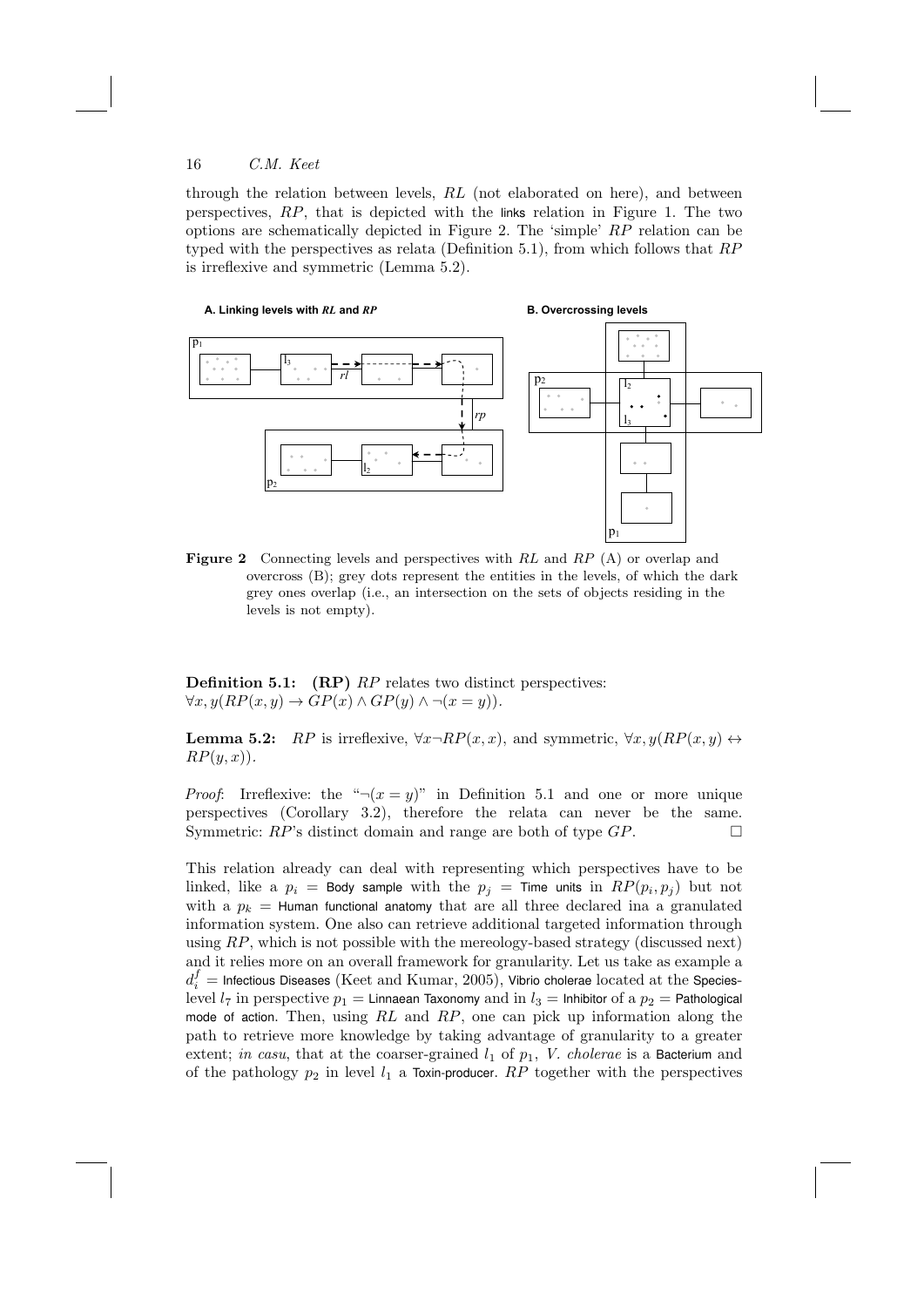through the relation between levels, $RL$ (not elaborated on here), and between perspectives, $RP$, that is depicted with the links relation in Figure 1. The two options are schematically depicted in Figure 2. The 'simple' $RP$ relation can be typed with the perspectives as relata (Definition 5.1), from which follows that $RP$ is irreflexive and symmetric (Lemma 5.2).

**Figure 2** Connecting levels and perspectives with $RL$ and $RP$ (A) or overlap and overcross (B); grey dots represent the entities in the levels, of which the dark grey ones overlap (i.e., an intersection on the sets of objects residing in the levels is not empty).

**Definition 5.1: (RP)** $RP$ relates two distinct perspectives: $\forall x, y(RP(x, y) \rightarrow GP(x) \wedge GP(y) \wedge \neg(x = y))$.

**Lemma 5.2:** *$RP$ is irreflexive, $\forall x \neg RP(x, x)$, and symmetric, $\forall x, y(RP(x, y) \leftrightarrow RP(y, x))$.*

*Proof*: Irreflexive: the "$\neg(x = y)$" in Definition 5.1 and one or more unique perspectives (Corollary 3.2), therefore the relata can never be the same. Symmetric: $RP$'s distinct domain and range are both of type $GP$. □

This relation already can deal with representing which perspectives have to be linked, like a $p_i$ = Body sample with the $p_j$ = Time units in $RP(p_i, p_j)$ but not with a $p_k$ = Human functional anatomy that are all three declared ina a granulated information system. One also can retrieve additional targeted information through using $RP$, which is not possible with the mereology-based strategy (discussed next) and it relies more on an overall framework for granularity. Let us take as example a $d_i^f$ = Infectious Diseases (Keet and Kumar, 2005), Vibrio cholerae located at the Species-level $l_7$ in perspective $p_1$ = Linnaean Taxonomy and in $l_3$ = Inhibitor of a $p_2$ = Pathological mode of action. Then, using $RL$ and $RP$, one can pick up information along the path to retrieve more knowledge by taking advantage of granularity to a greater extent; *in casu*, that at the coarser-grained $l_1$ of $p_1$, *V. cholerae* is a Bacterium and of the pathology $p_2$ in level $l_1$ a Toxin-producer. $RP$ together with the perspectives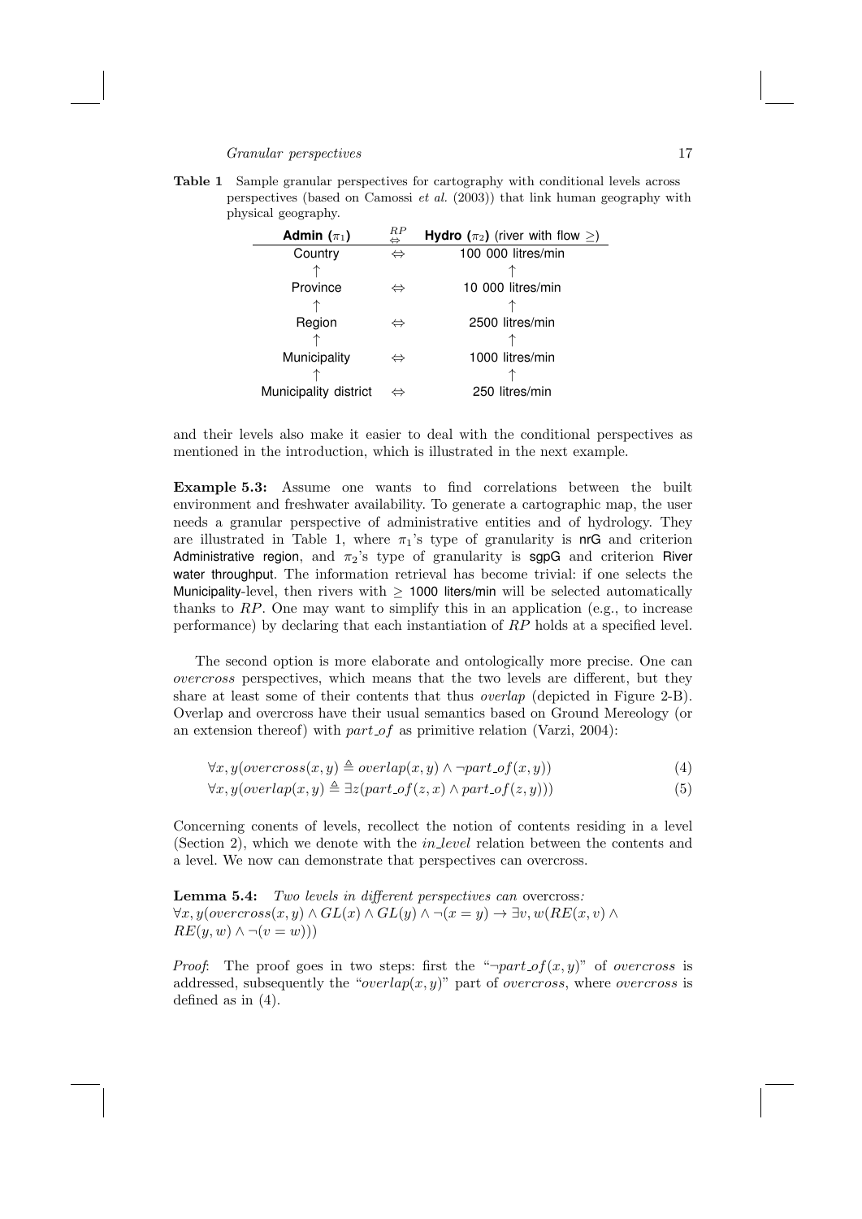**Table 1** Sample granular perspectives for cartography with conditional levels across perspectives (based on Camossi *et al.* (2003)) that link human geography with physical geography.

| **Admin** ($\pi_1$) | $\overset{RP}{\Leftrightarrow}$ | **Hydro** ($\pi_2$) (river with flow $\geq$) |
|---|---|---|
| Country | $\Leftrightarrow$ | 100 000 litres/min |
| $\uparrow$ | | $\uparrow$ |
| Province | $\Leftrightarrow$ | 10 000 litres/min |
| $\uparrow$ | | $\uparrow$ |
| Region | $\Leftrightarrow$ | 2500 litres/min |
| $\uparrow$ | | $\uparrow$ |
| Municipality | $\Leftrightarrow$ | 1000 litres/min |
| $\uparrow$ | | $\uparrow$ |
| Municipality district | $\Leftrightarrow$ | 250 litres/min |

and their levels also make it easier to deal with the conditional perspectives as mentioned in the introduction, which is illustrated in the next example.

**Example 5.3:** Assume one wants to find correlations between the built environment and freshwater availability. To generate a cartographic map, the user needs a granular perspective of administrative entities and of hydrology. They are illustrated in Table 1, where $\pi_1$'s type of granularity is nrG and criterion Administrative region, and $\pi_2$'s type of granularity is sgpG and criterion River water throughput. The information retrieval has become trivial: if one selects the Municipality-level, then rivers with $\geq$ 1000 liters/min will be selected automatically thanks to $RP$. One may want to simplify this in an application (e.g., to increase performance) by declaring that each instantiation of $RP$ holds at a specified level.

The second option is more elaborate and ontologically more precise. One can *overcross* perspectives, which means that the two levels are different, but they share at least some of their contents that thus *overlap* (depicted in Figure 2-B). Overlap and overcross have their usual semantics based on Ground Mereology (or an extension thereof) with $part\_of$ as primitive relation (Varzi, 2004):

$$\forall x, y(overcross(x, y) \triangleq overlap(x, y) \wedge \neg part\_of(x, y)) \tag{4}$$

$$\forall x, y(overlap(x, y) \triangleq \exists z(part\_of(z, x) \wedge part\_of(z, y))) \tag{5}$$

Concerning conents of levels, recollect the notion of contents residing in a level (Section 2), which we denote with the $in\_level$ relation between the contents and a level. We now can demonstrate that perspectives can overcross.

**Lemma 5.4:** *Two levels in different perspectives can* overcross*:*
$\forall x, y(overcross(x, y) \wedge GL(x) \wedge GL(y) \wedge \neg(x = y) \rightarrow \exists v, w(RE(x, v) \wedge RE(y, w) \wedge \neg(v = w)))$

*Proof*: The proof goes in two steps: first the "$\neg part\_of(x, y)$" of *overcross* is addressed, subsequently the "$overlap(x, y)$" part of *overcross*, where *overcross* is defined as in (4).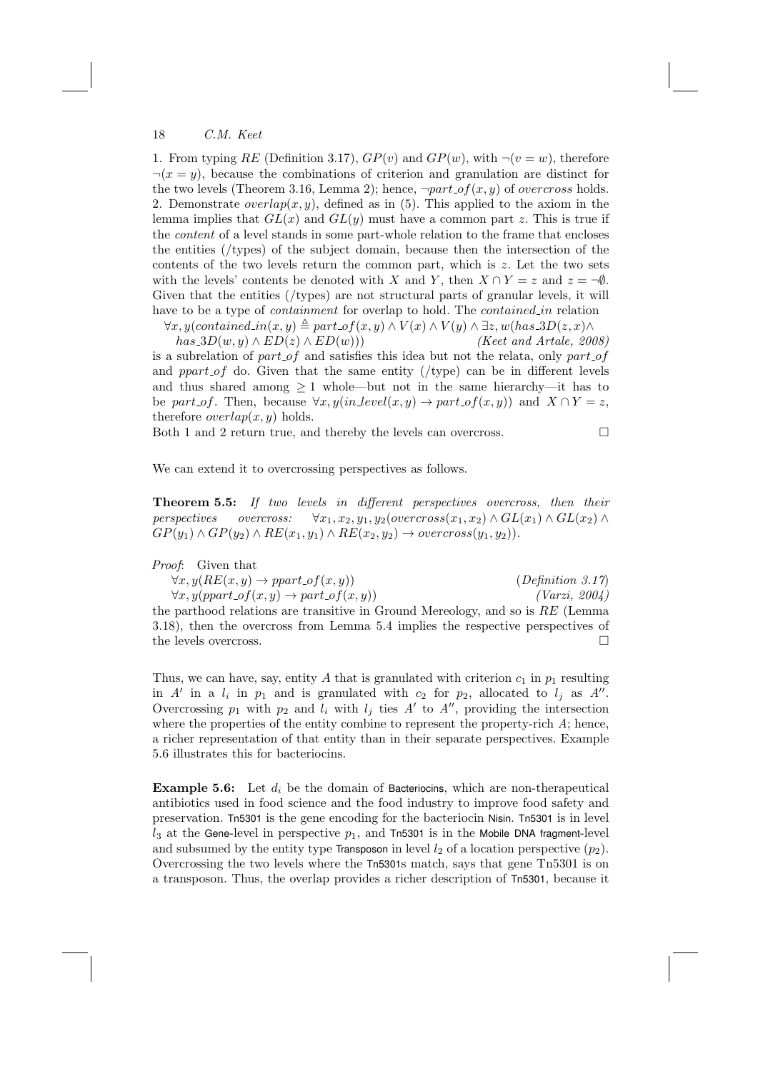1. From typing $RE$ (Definition 3.17), $GP(v)$ and $GP(w)$, with $\neg(v = w)$, therefore $\neg(x = y)$, because the combinations of criterion and granulation are distinct for the two levels (Theorem 3.16, Lemma 2); hence, $\neg part\_of(x, y)$ of *overcross* holds.
2. Demonstrate $overlap(x, y)$, defined as in (5). This applied to the axiom in the lemma implies that $GL(x)$ and $GL(y)$ must have a common part $z$. This is true if the *content* of a level stands in some part-whole relation to the frame that encloses the entities (/types) of the subject domain, because then the intersection of the contents of the two levels return the common part, which is $z$. Let the two sets with the levels' contents be denoted with $X$ and $Y$, then $X \cap Y = z$ and $z = \neg\emptyset$. Given that the entities (/types) are not structural parts of granular levels, it will have to be a type of *containment* for overlap to hold. The *contained\_in* relation

$\forall x, y(contained\_in(x, y) \triangleq part\_of(x, y) \wedge V(x) \wedge V(y) \wedge \exists z, w(has\_3D(z, x) \wedge$
$has\_3D(w, y) \wedge ED(z) \wedge ED(w)))$ *(Keet and Artale, 2008)*

is a subrelation of $part\_of$ and satisfies this idea but not the relata, only $part\_of$ and $ppart\_of$ do. Given that the same entity (/type) can be in different levels and thus shared among $\geq 1$ whole—but not in the same hierarchy—it has to be $part\_of$. Then, because $\forall x, y(in\_level(x, y) \rightarrow part\_of(x, y))$ and $X \cap Y = z$, therefore $overlap(x, y)$ holds.

Both 1 and 2 return true, and thereby the levels can overcross. □

We can extend it to overcrossing perspectives as follows.

**Theorem 5.5:** *If two levels in different perspectives overcross, then their perspectives overcross:* $\forall x_1, x_2, y_1, y_2(overcross(x_1, x_2) \wedge GL(x_1) \wedge GL(x_2) \wedge GP(y_1) \wedge GP(y_2) \wedge RE(x_1, y_1) \wedge RE(x_2, y_2) \rightarrow overcross(y_1, y_2))$.

*Proof*: Given that

$\forall x, y(RE(x, y) \rightarrow ppart\_of(x, y))$ (*Definition 3.17*)

$\forall x, y(ppart\_of(x, y) \rightarrow part\_of(x, y))$ *(Varzi, 2004)*

the parthood relations are transitive in Ground Mereology, and so is $RE$ (Lemma 3.18), then the overcross from Lemma 5.4 implies the respective perspectives of the levels overcross. □

Thus, we can have, say, entity $A$ that is granulated with criterion $c_1$ in $p_1$ resulting in $A'$ in a $l_i$ in $p_1$ and is granulated with $c_2$ for $p_2$, allocated to $l_j$ as $A''$. Overcrossing $p_1$ with $p_2$ and $l_i$ with $l_j$ ties $A'$ to $A''$, providing the intersection where the properties of the entity combine to represent the property-rich $A$; hence, a richer representation of that entity than in their separate perspectives. Example 5.6 illustrates this for bacteriocins.

**Example 5.6:** Let $d_i$ be the domain of Bacteriocins, which are non-therapeutical antibiotics used in food science and the food industry to improve food safety and preservation. Tn5301 is the gene encoding for the bacteriocin Nisin. Tn5301 is in level $l_3$ at the Gene-level in perspective $p_1$, and Tn5301 is in the Mobile DNA fragment-level and subsumed by the entity type Transposon in level $l_2$ of a location perspective ($p_2$). Overcrossing the two levels where the Tn5301s match, says that gene Tn5301 is on a transposon. Thus, the overlap provides a richer description of Tn5301, because it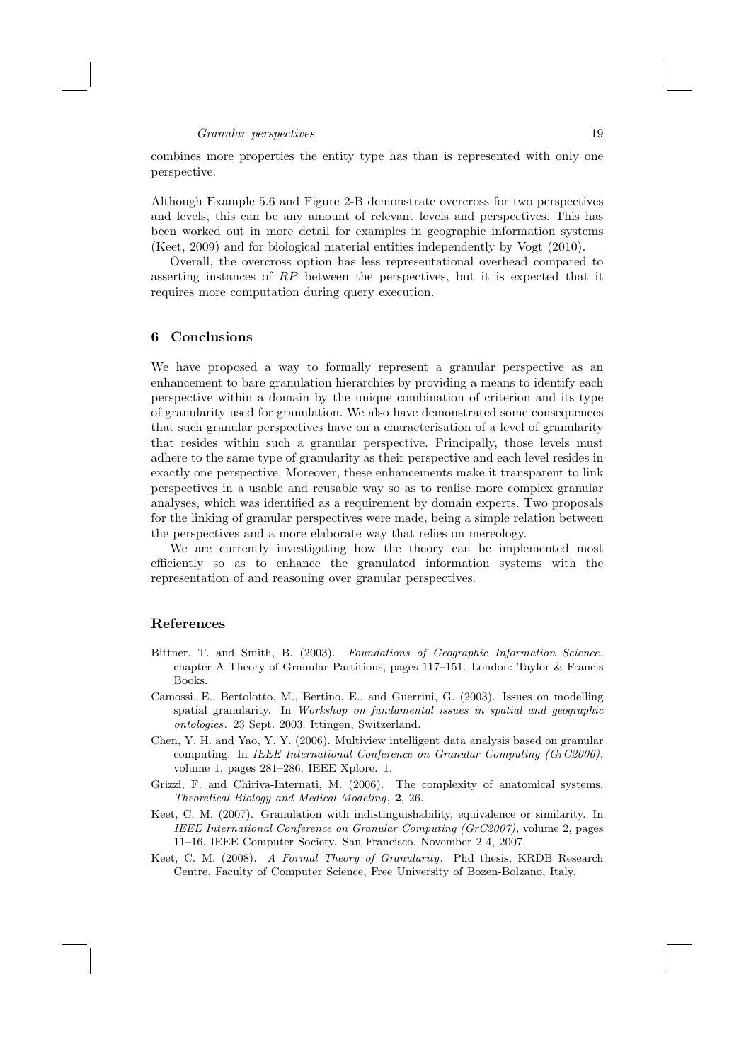combines more properties the entity type has than is represented with only one perspective.

Although Example 5.6 and Figure 2-B demonstrate overcross for two perspectives and levels, this can be any amount of relevant levels and perspectives. This has been worked out in more detail for examples in geographic information systems (Keet, 2009) and for biological material entities independently by Vogt (2010).

Overall, the overcross option has less representational overhead compared to asserting instances of $RP$ between the perspectives, but it is expected that it requires more computation during query execution.

## 6 Conclusions

We have proposed a way to formally represent a granular perspective as an enhancement to bare granulation hierarchies by providing a means to identify each perspective within a domain by the unique combination of criterion and its type of granularity used for granulation. We also have demonstrated some consequences that such granular perspectives have on a characterisation of a level of granularity that resides within such a granular perspective. Principally, those levels must adhere to the same type of granularity as their perspective and each level resides in exactly one perspective. Moreover, these enhancements make it transparent to link perspectives in a usable and reusable way so as to realise more complex granular analyses, which was identified as a requirement by domain experts. Two proposals for the linking of granular perspectives were made, being a simple relation between the perspectives and a more elaborate way that relies on mereology.

We are currently investigating how the theory can be implemented most efficiently so as to enhance the granulated information systems with the representation of and reasoning over granular perspectives.

## References

- Bittner, T. and Smith, B. (2003). *Foundations of Geographic Information Science*, chapter A Theory of Granular Partitions, pages 117–151. London: Taylor & Francis Books.
- Camossi, E., Bertolotto, M., Bertino, E., and Guerrini, G. (2003). Issues on modelling spatial granularity. In *Workshop on fundamental issues in spatial and geographic ontologies*. 23 Sept. 2003. Ittingen, Switzerland.
- Chen, Y. H. and Yao, Y. Y. (2006). Multiview intelligent data analysis based on granular computing. In *IEEE International Conference on Granular Computing (GrC2006)*, volume 1, pages 281–286. IEEE Xplore. 1.
- Grizzi, F. and Chiriva-Internati, M. (2006). The complexity of anatomical systems. *Theoretical Biology and Medical Modeling*, **2**, 26.
- Keet, C. M. (2007). Granulation with indistinguishability, equivalence or similarity. In *IEEE International Conference on Granular Computing (GrC2007)*, volume 2, pages 11–16. IEEE Computer Society. San Francisco, November 2-4, 2007.
- Keet, C. M. (2008). *A Formal Theory of Granularity*. Phd thesis, KRDB Research Centre, Faculty of Computer Science, Free University of Bozen-Bolzano, Italy.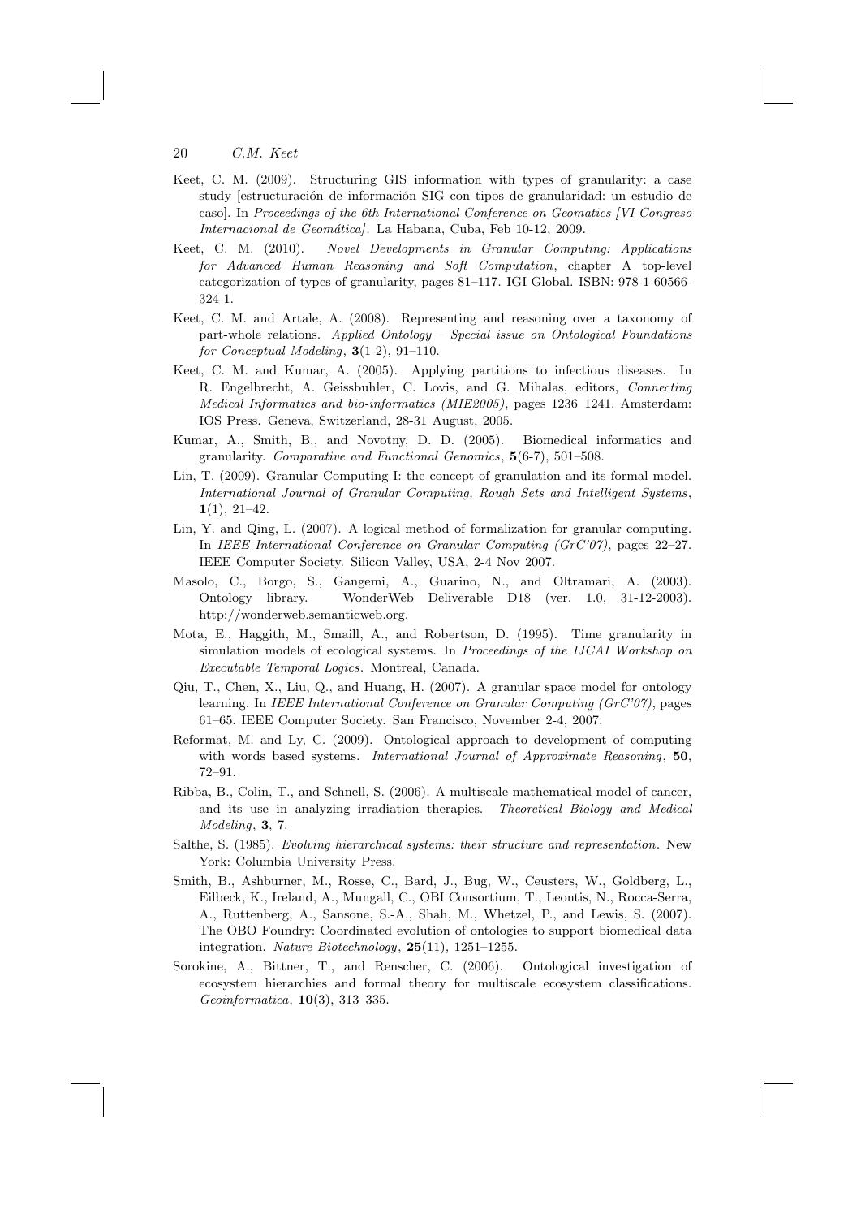Keet, C. M. (2009). Structuring GIS information with types of granularity: a case study [estructuración de información SIG con tipos de granularidad: un estudio de caso]. In *Proceedings of the 6th International Conference on Geomatics [VI Congreso Internacional de Geomática]*. La Habana, Cuba, Feb 10-12, 2009.

Keet, C. M. (2010). *Novel Developments in Granular Computing: Applications for Advanced Human Reasoning and Soft Computation*, chapter A top-level categorization of types of granularity, pages 81–117. IGI Global. ISBN: 978-1-60566-324-1.

Keet, C. M. and Artale, A. (2008). Representing and reasoning over a taxonomy of part-whole relations. *Applied Ontology – Special issue on Ontological Foundations for Conceptual Modeling*, **3**(1-2), 91–110.

Keet, C. M. and Kumar, A. (2005). Applying partitions to infectious diseases. In R. Engelbrecht, A. Geissbuhler, C. Lovis, and G. Mihalas, editors, *Connecting Medical Informatics and bio-informatics (MIE2005)*, pages 1236–1241. Amsterdam: IOS Press. Geneva, Switzerland, 28-31 August, 2005.

Kumar, A., Smith, B., and Novotny, D. D. (2005). Biomedical informatics and granularity. *Comparative and Functional Genomics*, **5**(6-7), 501–508.

Lin, T. (2009). Granular Computing I: the concept of granulation and its formal model. *International Journal of Granular Computing, Rough Sets and Intelligent Systems*, **1**(1), 21–42.

Lin, Y. and Qing, L. (2007). A logical method of formalization for granular computing. In *IEEE International Conference on Granular Computing (GrC'07)*, pages 22–27. IEEE Computer Society. Silicon Valley, USA, 2-4 Nov 2007.

Masolo, C., Borgo, S., Gangemi, A., Guarino, N., and Oltramari, A. (2003). Ontology library. WonderWeb Deliverable D18 (ver. 1.0, 31-12-2003). http://wonderweb.semanticweb.org.

Mota, E., Haggith, M., Smaill, A., and Robertson, D. (1995). Time granularity in simulation models of ecological systems. In *Proceedings of the IJCAI Workshop on Executable Temporal Logics*. Montreal, Canada.

Qiu, T., Chen, X., Liu, Q., and Huang, H. (2007). A granular space model for ontology learning. In *IEEE International Conference on Granular Computing (GrC'07)*, pages 61–65. IEEE Computer Society. San Francisco, November 2-4, 2007.

Reformat, M. and Ly, C. (2009). Ontological approach to development of computing with words based systems. *International Journal of Approximate Reasoning*, **50**, 72–91.

Ribba, B., Colin, T., and Schnell, S. (2006). A multiscale mathematical model of cancer, and its use in analyzing irradiation therapies. *Theoretical Biology and Medical Modeling*, **3**, 7.

Salthe, S. (1985). *Evolving hierarchical systems: their structure and representation*. New York: Columbia University Press.

Smith, B., Ashburner, M., Rosse, C., Bard, J., Bug, W., Ceusters, W., Goldberg, L., Eilbeck, K., Ireland, A., Mungall, C., OBI Consortium, T., Leontis, N., Rocca-Serra, A., Ruttenberg, A., Sansone, S.-A., Shah, M., Whetzel, P., and Lewis, S. (2007). The OBO Foundry: Coordinated evolution of ontologies to support biomedical data integration. *Nature Biotechnology*, **25**(11), 1251–1255.

Sorokine, A., Bittner, T., and Renscher, C. (2006). Ontological investigation of ecosystem hierarchies and formal theory for multiscale ecosystem classifications. *Geoinformatica*, **10**(3), 313–335.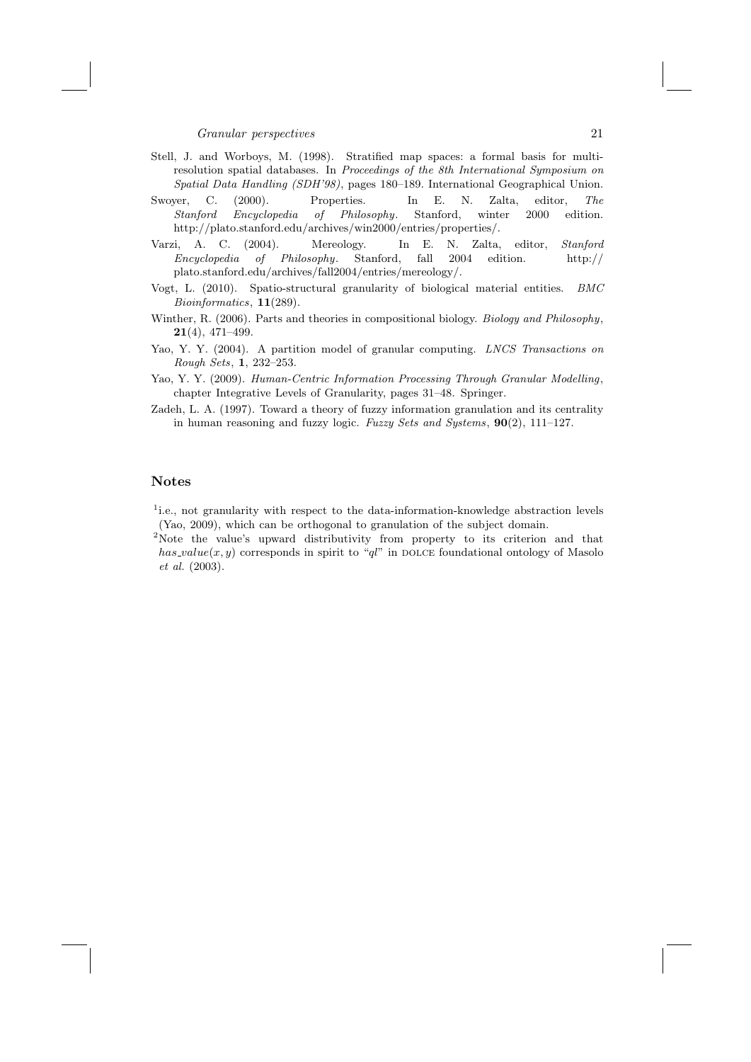Stell, J. and Worboys, M. (1998). Stratified map spaces: a formal basis for multi-resolution spatial databases. In *Proceedings of the 8th International Symposium on Spatial Data Handling (SDH'98)*, pages 180–189. International Geographical Union.

Swoyer, C. (2000). Properties. In E. N. Zalta, editor, *The Stanford Encyclopedia of Philosophy*. Stanford, winter 2000 edition. http://plato.stanford.edu/archives/win2000/entries/properties/.

Varzi, A. C. (2004). Mereology. In E. N. Zalta, editor, *Stanford Encyclopedia of Philosophy*. Stanford, fall 2004 edition. http://plato.stanford.edu/archives/fall2004/entries/mereology/.

Vogt, L. (2010). Spatio-structural granularity of biological material entities. *BMC Bioinformatics*, **11**(289).

Winther, R. (2006). Parts and theories in compositional biology. *Biology and Philosophy*, **21**(4), 471–499.

Yao, Y. Y. (2004). A partition model of granular computing. *LNCS Transactions on Rough Sets*, **1**, 232–253.

Yao, Y. Y. (2009). *Human-Centric Information Processing Through Granular Modelling*, chapter Integrative Levels of Granularity, pages 31–48. Springer.

Zadeh, L. A. (1997). Toward a theory of fuzzy information granulation and its centrality in human reasoning and fuzzy logic. *Fuzzy Sets and Systems*, **90**(2), 111–127.

## Notes

[1] i.e., not granularity with respect to the data-information-knowledge abstraction levels (Yao, 2009), which can be orthogonal to granulation of the subject domain.

[2] Note the value's upward distributivity from property to its criterion and that $has\_value(x, y)$ corresponds in spirit to "*ql*" in DOLCE foundational ontology of Masolo *et al.* (2003).